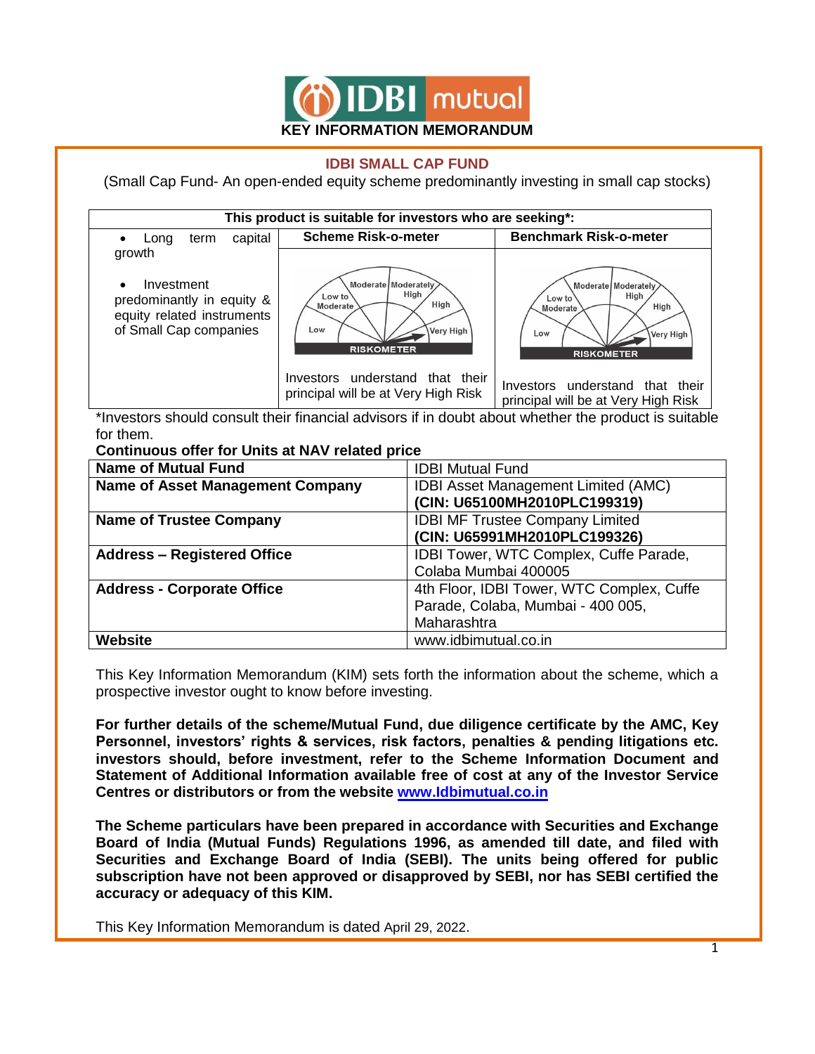**KEY INFORMATION MEMORANDUM**

# IDBI SMALL CAP FUND

(Small Cap Fund- An open-ended equity scheme predominantly investing in small cap stocks)

| This product is suitable for investors who are seeking*: | | |
|---|---|---|
| • Long term capital growth<br><br>• Investment predominantly in equity & equity related instruments of Small Cap companies | **Scheme Risk-o-meter** | **Benchmark Risk-o-meter** |
| | Low, Low to Moderate, Moderate, Moderately High, High, Very High<br>RISKOMETER<br>Investors understand that their principal will be at Very High Risk | Low, Low to Moderate, Moderate, Moderately High, High, Very High<br>RISKOMETER<br>Investors understand that their principal will be at Very High Risk |

*Investors should consult their financial advisors if in doubt about whether the product is suitable for them.

**Continuous offer for Units at NAV related price**

| | |
|---|---|
| **Name of Mutual Fund** | IDBI Mutual Fund |
| **Name of Asset Management Company** | IDBI Asset Management Limited (AMC)<br>**(CIN: U65100MH2010PLC199319)** |
| **Name of Trustee Company** | IDBI MF Trustee Company Limited<br>**(CIN: U65991MH2010PLC199326)** |
| **Address – Registered Office** | IDBI Tower, WTC Complex, Cuffe Parade, Colaba Mumbai 400005 |
| **Address - Corporate Office** | 4th Floor, IDBI Tower, WTC Complex, Cuffe Parade, Colaba, Mumbai - 400 005, Maharashtra |
| **Website** | www.idbimutual.co.in |

This Key Information Memorandum (KIM) sets forth the information about the scheme, which a prospective investor ought to know before investing.

**For further details of the scheme/Mutual Fund, due diligence certificate by the AMC, Key Personnel, investors' rights & services, risk factors, penalties & pending litigations etc. investors should, before investment, refer to the Scheme Information Document and Statement of Additional Information available free of cost at any of the Investor Service Centres or distributors or from the website www.Idbimutual.co.in**

**The Scheme particulars have been prepared in accordance with Securities and Exchange Board of India (Mutual Funds) Regulations 1996, as amended till date, and filed with Securities and Exchange Board of India (SEBI). The units being offered for public subscription have not been approved or disapproved by SEBI, nor has SEBI certified the accuracy or adequacy of this KIM.**

This Key Information Memorandum is dated April 29, 2022.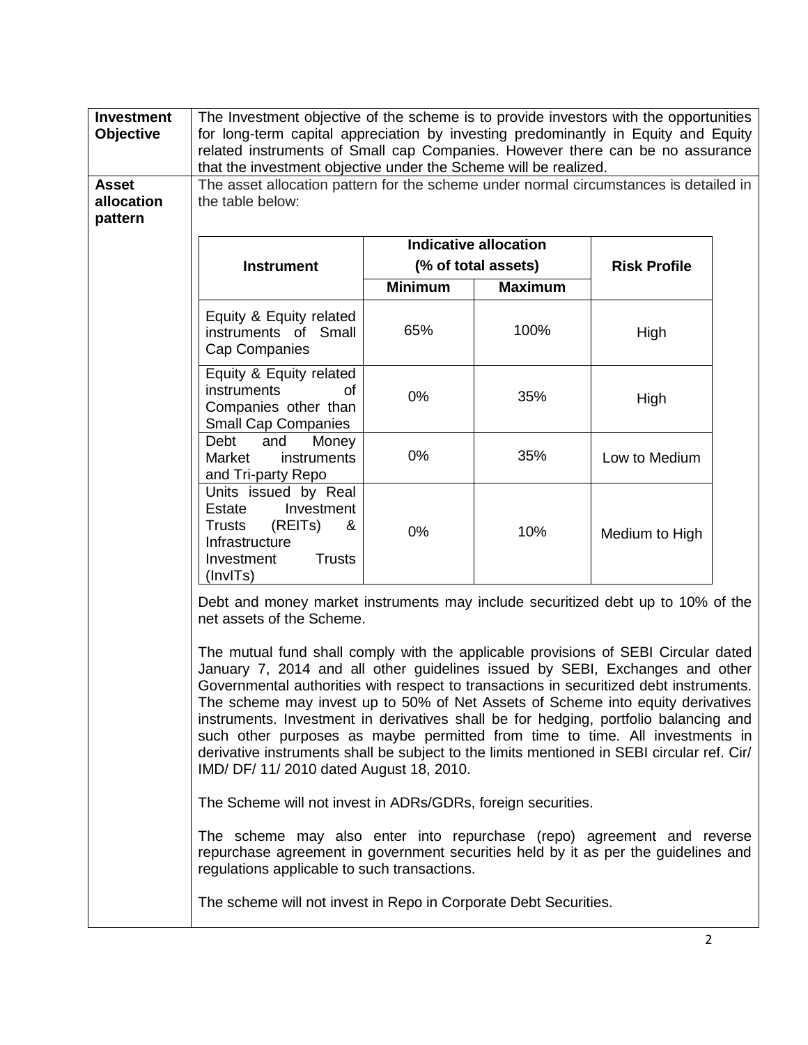| **Investment Objective** | The Investment objective of the scheme is to provide investors with the opportunities for long-term capital appreciation by investing predominantly in Equity and Equity related instruments of Small cap Companies. However there can be no assurance that the investment objective under the Scheme will be realized. |
|---|---|
| **Asset allocation pattern** | The asset allocation pattern for the scheme under normal circumstances is detailed in the table below: |

| Instrument | Indicative allocation (% of total assets) | | Risk Profile |
|---|---|---|---|
| | Minimum | Maximum | |
| Equity & Equity related instruments of Small Cap Companies | 65% | 100% | High |
| Equity & Equity related instruments of Companies other than Small Cap Companies | 0% | 35% | High |
| Debt and Money Market instruments and Tri-party Repo | 0% | 35% | Low to Medium |
| Units issued by Real Estate Investment Trusts (REITs) & Infrastructure Investment Trusts (InvITs) | 0% | 10% | Medium to High |

Debt and money market instruments may include securitized debt up to 10% of the net assets of the Scheme.

The mutual fund shall comply with the applicable provisions of SEBI Circular dated January 7, 2014 and all other guidelines issued by SEBI, Exchanges and other Governmental authorities with respect to transactions in securitized debt instruments. The scheme may invest up to 50% of Net Assets of Scheme into equity derivatives instruments. Investment in derivatives shall be for hedging, portfolio balancing and such other purposes as maybe permitted from time to time. All investments in derivative instruments shall be subject to the limits mentioned in SEBI circular ref. Cir/ IMD/ DF/ 11/ 2010 dated August 18, 2010.

The Scheme will not invest in ADRs/GDRs, foreign securities.

The scheme may also enter into repurchase (repo) agreement and reverse repurchase agreement in government securities held by it as per the guidelines and regulations applicable to such transactions.

The scheme will not invest in Repo in Corporate Debt Securities.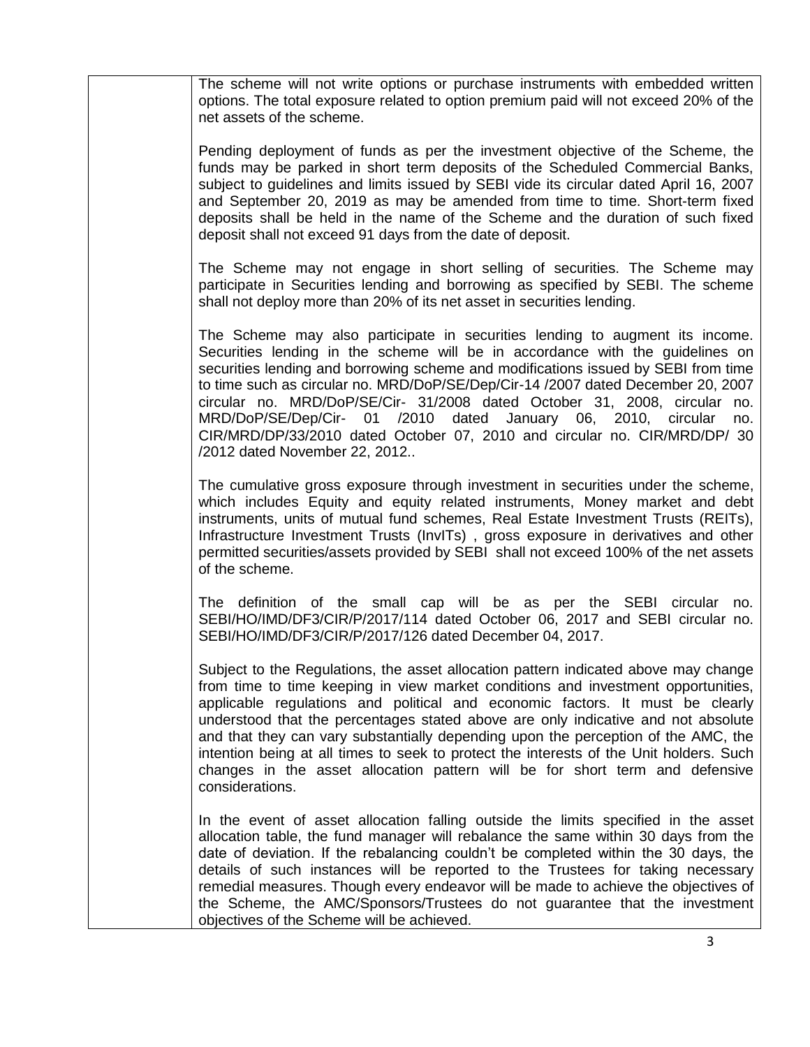| | |
|---|---|
| | The scheme will not write options or purchase instruments with embedded written options. The total exposure related to option premium paid will not exceed 20% of the net assets of the scheme.<br><br>Pending deployment of funds as per the investment objective of the Scheme, the funds may be parked in short term deposits of the Scheduled Commercial Banks, subject to guidelines and limits issued by SEBI vide its circular dated April 16, 2007 and September 20, 2019 as may be amended from time to time. Short-term fixed deposits shall be held in the name of the Scheme and the duration of such fixed deposit shall not exceed 91 days from the date of deposit.<br><br>The Scheme may not engage in short selling of securities. The Scheme may participate in Securities lending and borrowing as specified by SEBI. The scheme shall not deploy more than 20% of its net asset in securities lending.<br><br>The Scheme may also participate in securities lending to augment its income. Securities lending in the scheme will be in accordance with the guidelines on securities lending and borrowing scheme and modifications issued by SEBI from time to time such as circular no. MRD/DoP/SE/Dep/Cir-14 /2007 dated December 20, 2007 circular no. MRD/DoP/SE/Cir- 31/2008 dated October 31, 2008, circular no. MRD/DoP/SE/Dep/Cir- 01 /2010 dated January 06, 2010, circular no. CIR/MRD/DP/33/2010 dated October 07, 2010 and circular no. CIR/MRD/DP/ 30 /2012 dated November 22, 2012..<br><br>The cumulative gross exposure through investment in securities under the scheme, which includes Equity and equity related instruments, Money market and debt instruments, units of mutual fund schemes, Real Estate Investment Trusts (REITs), Infrastructure Investment Trusts (InvITs) , gross exposure in derivatives and other permitted securities/assets provided by SEBI shall not exceed 100% of the net assets of the scheme.<br><br>The definition of the small cap will be as per the SEBI circular no. SEBI/HO/IMD/DF3/CIR/P/2017/114 dated October 06, 2017 and SEBI circular no. SEBI/HO/IMD/DF3/CIR/P/2017/126 dated December 04, 2017.<br><br>Subject to the Regulations, the asset allocation pattern indicated above may change from time to time keeping in view market conditions and investment opportunities, applicable regulations and political and economic factors. It must be clearly understood that the percentages stated above are only indicative and not absolute and that they can vary substantially depending upon the perception of the AMC, the intention being at all times to seek to protect the interests of the Unit holders. Such changes in the asset allocation pattern will be for short term and defensive considerations.<br><br>In the event of asset allocation falling outside the limits specified in the asset allocation table, the fund manager will rebalance the same within 30 days from the date of deviation. If the rebalancing couldn't be completed within the 30 days, the details of such instances will be reported to the Trustees for taking necessary remedial measures. Though every endeavor will be made to achieve the objectives of the Scheme, the AMC/Sponsors/Trustees do not guarantee that the investment objectives of the Scheme will be achieved. |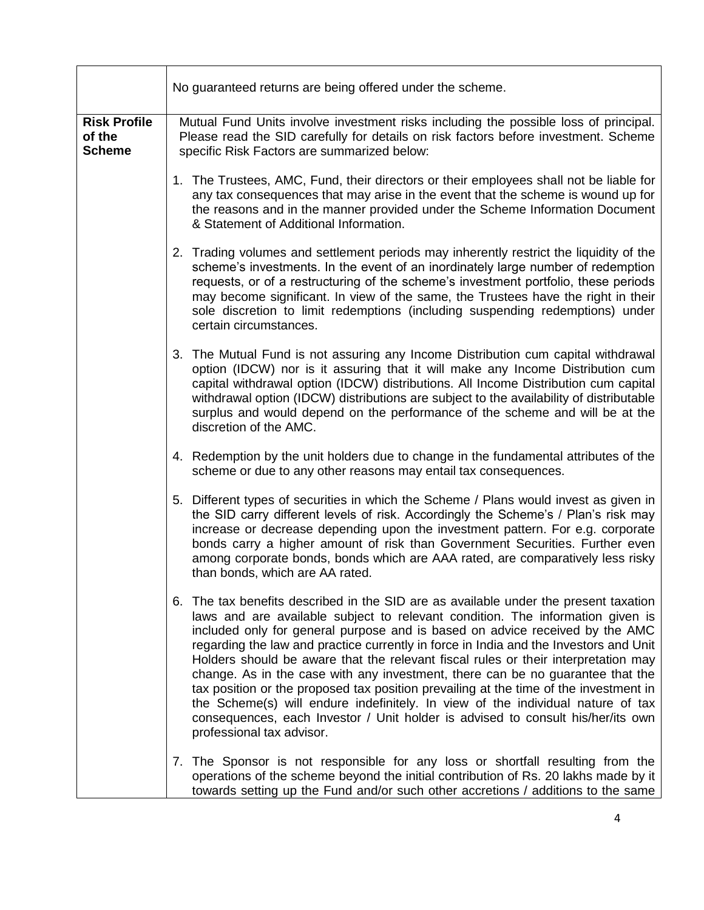|  |  |
|---|---|
|  | No guaranteed returns are being offered under the scheme. |
| **Risk Profile of the Scheme** | Mutual Fund Units involve investment risks including the possible loss of principal. Please read the SID carefully for details on risk factors before investment. Scheme specific Risk Factors are summarized below:<br><br>1. The Trustees, AMC, Fund, their directors or their employees shall not be liable for any tax consequences that may arise in the event that the scheme is wound up for the reasons and in the manner provided under the Scheme Information Document & Statement of Additional Information.<br><br>2. Trading volumes and settlement periods may inherently restrict the liquidity of the scheme's investments. In the event of an inordinately large number of redemption requests, or of a restructuring of the scheme's investment portfolio, these periods may become significant. In view of the same, the Trustees have the right in their sole discretion to limit redemptions (including suspending redemptions) under certain circumstances.<br><br>3. The Mutual Fund is not assuring any Income Distribution cum capital withdrawal option (IDCW) nor is it assuring that it will make any Income Distribution cum capital withdrawal option (IDCW) distributions. All Income Distribution cum capital withdrawal option (IDCW) distributions are subject to the availability of distributable surplus and would depend on the performance of the scheme and will be at the discretion of the AMC.<br><br>4. Redemption by the unit holders due to change in the fundamental attributes of the scheme or due to any other reasons may entail tax consequences.<br><br>5. Different types of securities in which the Scheme / Plans would invest as given in the SID carry different levels of risk. Accordingly the Scheme's / Plan's risk may increase or decrease depending upon the investment pattern. For e.g. corporate bonds carry a higher amount of risk than Government Securities. Further even among corporate bonds, bonds which are AAA rated, are comparatively less risky than bonds, which are AA rated.<br><br>6. The tax benefits described in the SID are as available under the present taxation laws and are available subject to relevant condition. The information given is included only for general purpose and is based on advice received by the AMC regarding the law and practice currently in force in India and the Investors and Unit Holders should be aware that the relevant fiscal rules or their interpretation may change. As in the case with any investment, there can be no guarantee that the tax position or the proposed tax position prevailing at the time of the investment in the Scheme(s) will endure indefinitely. In view of the individual nature of tax consequences, each Investor / Unit holder is advised to consult his/her/its own professional tax advisor.<br><br>7. The Sponsor is not responsible for any loss or shortfall resulting from the operations of the scheme beyond the initial contribution of Rs. 20 lakhs made by it towards setting up the Fund and/or such other accretions / additions to the same |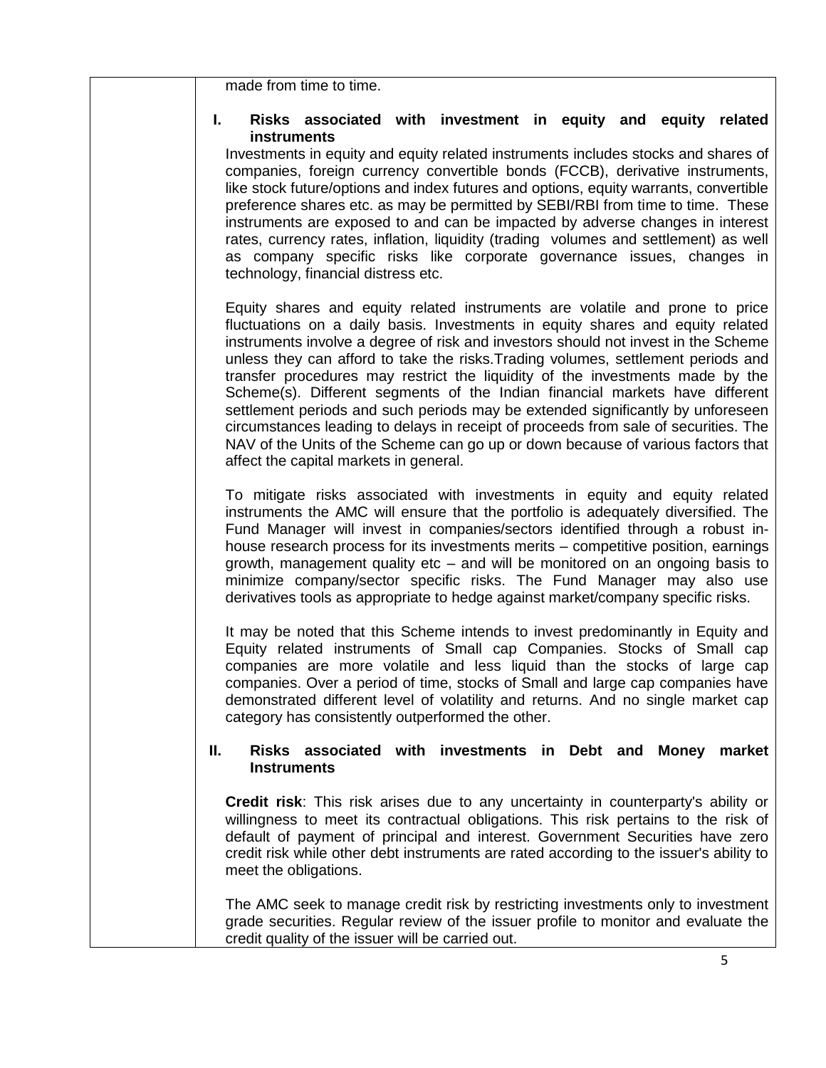made from time to time.

**I. Risks associated with investment in equity and equity related instruments**

Investments in equity and equity related instruments includes stocks and shares of companies, foreign currency convertible bonds (FCCB), derivative instruments, like stock future/options and index futures and options, equity warrants, convertible preference shares etc. as may be permitted by SEBI/RBI from time to time. These instruments are exposed to and can be impacted by adverse changes in interest rates, currency rates, inflation, liquidity (trading volumes and settlement) as well as company specific risks like corporate governance issues, changes in technology, financial distress etc.

Equity shares and equity related instruments are volatile and prone to price fluctuations on a daily basis. Investments in equity shares and equity related instruments involve a degree of risk and investors should not invest in the Scheme unless they can afford to take the risks.Trading volumes, settlement periods and transfer procedures may restrict the liquidity of the investments made by the Scheme(s). Different segments of the Indian financial markets have different settlement periods and such periods may be extended significantly by unforeseen circumstances leading to delays in receipt of proceeds from sale of securities. The NAV of the Units of the Scheme can go up or down because of various factors that affect the capital markets in general.

To mitigate risks associated with investments in equity and equity related instruments the AMC will ensure that the portfolio is adequately diversified. The Fund Manager will invest in companies/sectors identified through a robust in-house research process for its investments merits – competitive position, earnings growth, management quality etc – and will be monitored on an ongoing basis to minimize company/sector specific risks. The Fund Manager may also use derivatives tools as appropriate to hedge against market/company specific risks.

It may be noted that this Scheme intends to invest predominantly in Equity and Equity related instruments of Small cap Companies. Stocks of Small cap companies are more volatile and less liquid than the stocks of large cap companies. Over a period of time, stocks of Small and large cap companies have demonstrated different level of volatility and returns. And no single market cap category has consistently outperformed the other.

**II. Risks associated with investments in Debt and Money market Instruments**

**Credit risk**: This risk arises due to any uncertainty in counterparty's ability or willingness to meet its contractual obligations. This risk pertains to the risk of default of payment of principal and interest. Government Securities have zero credit risk while other debt instruments are rated according to the issuer's ability to meet the obligations.

The AMC seek to manage credit risk by restricting investments only to investment grade securities. Regular review of the issuer profile to monitor and evaluate the credit quality of the issuer will be carried out.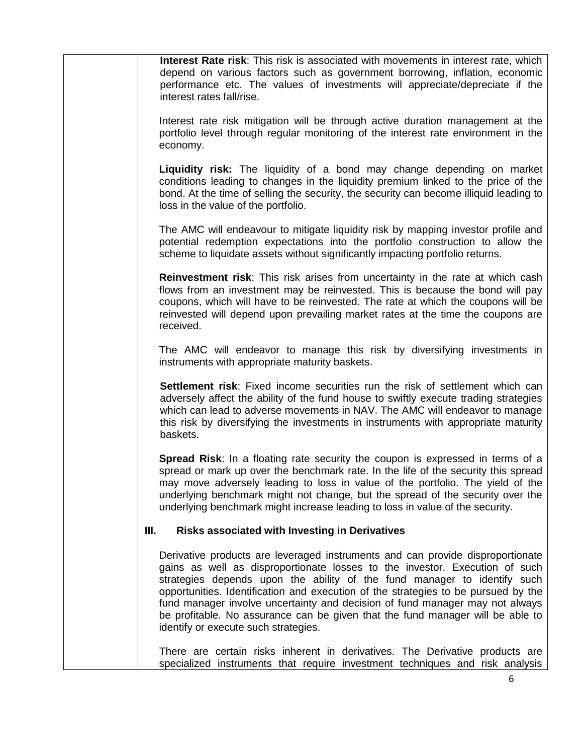**Interest Rate risk**: This risk is associated with movements in interest rate, which depend on various factors such as government borrowing, inflation, economic performance etc. The values of investments will appreciate/depreciate if the interest rates fall/rise.

Interest rate risk mitigation will be through active duration management at the portfolio level through regular monitoring of the interest rate environment in the economy.

**Liquidity risk:** The liquidity of a bond may change depending on market conditions leading to changes in the liquidity premium linked to the price of the bond. At the time of selling the security, the security can become illiquid leading to loss in the value of the portfolio.

The AMC will endeavour to mitigate liquidity risk by mapping investor profile and potential redemption expectations into the portfolio construction to allow the scheme to liquidate assets without significantly impacting portfolio returns.

**Reinvestment risk**: This risk arises from uncertainty in the rate at which cash flows from an investment may be reinvested. This is because the bond will pay coupons, which will have to be reinvested. The rate at which the coupons will be reinvested will depend upon prevailing market rates at the time the coupons are received.

The AMC will endeavor to manage this risk by diversifying investments in instruments with appropriate maturity baskets.

**Settlement risk**: Fixed income securities run the risk of settlement which can adversely affect the ability of the fund house to swiftly execute trading strategies which can lead to adverse movements in NAV. The AMC will endeavor to manage this risk by diversifying the investments in instruments with appropriate maturity baskets.

**Spread Risk**: In a floating rate security the coupon is expressed in terms of a spread or mark up over the benchmark rate. In the life of the security this spread may move adversely leading to loss in value of the portfolio. The yield of the underlying benchmark might not change, but the spread of the security over the underlying benchmark might increase leading to loss in value of the security.

**III. Risks associated with Investing in Derivatives**

Derivative products are leveraged instruments and can provide disproportionate gains as well as disproportionate losses to the investor. Execution of such strategies depends upon the ability of the fund manager to identify such opportunities. Identification and execution of the strategies to be pursued by the fund manager involve uncertainty and decision of fund manager may not always be profitable. No assurance can be given that the fund manager will be able to identify or execute such strategies.

There are certain risks inherent in derivatives. The Derivative products are specialized instruments that require investment techniques and risk analysis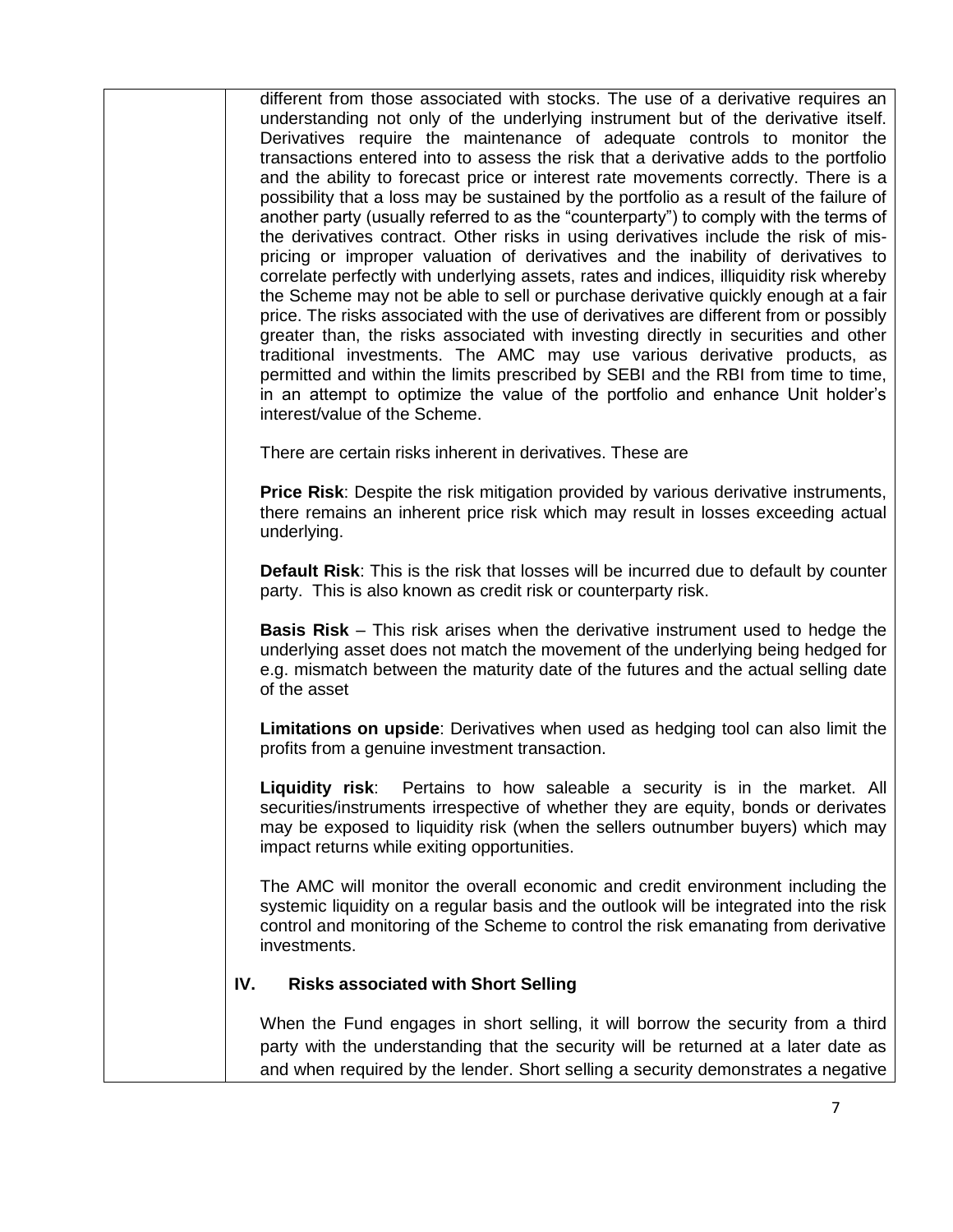different from those associated with stocks. The use of a derivative requires an understanding not only of the underlying instrument but of the derivative itself. Derivatives require the maintenance of adequate controls to monitor the transactions entered into to assess the risk that a derivative adds to the portfolio and the ability to forecast price or interest rate movements correctly. There is a possibility that a loss may be sustained by the portfolio as a result of the failure of another party (usually referred to as the "counterparty") to comply with the terms of the derivatives contract. Other risks in using derivatives include the risk of mis-pricing or improper valuation of derivatives and the inability of derivatives to correlate perfectly with underlying assets, rates and indices, illiquidity risk whereby the Scheme may not be able to sell or purchase derivative quickly enough at a fair price. The risks associated with the use of derivatives are different from or possibly greater than, the risks associated with investing directly in securities and other traditional investments. The AMC may use various derivative products, as permitted and within the limits prescribed by SEBI and the RBI from time to time, in an attempt to optimize the value of the portfolio and enhance Unit holder's interest/value of the Scheme.

There are certain risks inherent in derivatives. These are

**Price Risk**: Despite the risk mitigation provided by various derivative instruments, there remains an inherent price risk which may result in losses exceeding actual underlying.

**Default Risk**: This is the risk that losses will be incurred due to default by counter party. This is also known as credit risk or counterparty risk.

**Basis Risk** – This risk arises when the derivative instrument used to hedge the underlying asset does not match the movement of the underlying being hedged for e.g. mismatch between the maturity date of the futures and the actual selling date of the asset

**Limitations on upside**: Derivatives when used as hedging tool can also limit the profits from a genuine investment transaction.

**Liquidity risk**: Pertains to how saleable a security is in the market. All securities/instruments irrespective of whether they are equity, bonds or derivates may be exposed to liquidity risk (when the sellers outnumber buyers) which may impact returns while exiting opportunities.

The AMC will monitor the overall economic and credit environment including the systemic liquidity on a regular basis and the outlook will be integrated into the risk control and monitoring of the Scheme to control the risk emanating from derivative investments.

**IV. Risks associated with Short Selling**

When the Fund engages in short selling, it will borrow the security from a third party with the understanding that the security will be returned at a later date as and when required by the lender. Short selling a security demonstrates a negative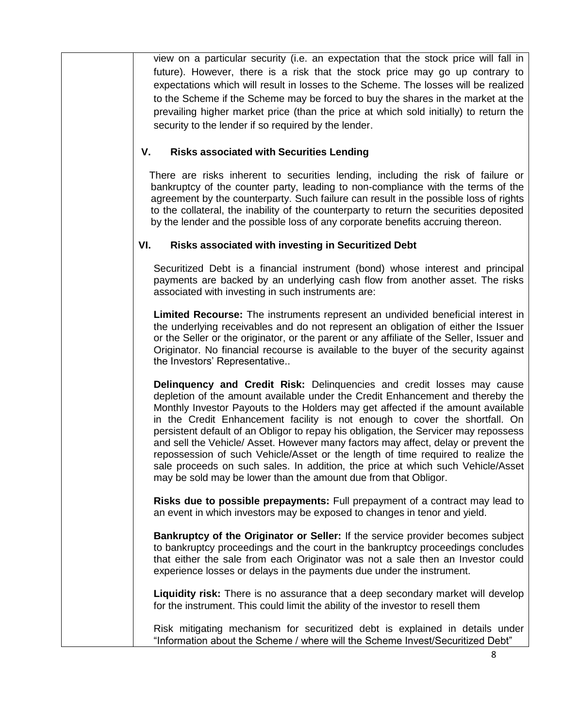view on a particular security (i.e. an expectation that the stock price will fall in future). However, there is a risk that the stock price may go up contrary to expectations which will result in losses to the Scheme. The losses will be realized to the Scheme if the Scheme may be forced to buy the shares in the market at the prevailing higher market price (than the price at which sold initially) to return the security to the lender if so required by the lender.

### V. Risks associated with Securities Lending

There are risks inherent to securities lending, including the risk of failure or bankruptcy of the counter party, leading to non-compliance with the terms of the agreement by the counterparty. Such failure can result in the possible loss of rights to the collateral, the inability of the counterparty to return the securities deposited by the lender and the possible loss of any corporate benefits accruing thereon.

### VI. Risks associated with investing in Securitized Debt

Securitized Debt is a financial instrument (bond) whose interest and principal payments are backed by an underlying cash flow from another asset. The risks associated with investing in such instruments are:

**Limited Recourse:** The instruments represent an undivided beneficial interest in the underlying receivables and do not represent an obligation of either the Issuer or the Seller or the originator, or the parent or any affiliate of the Seller, Issuer and Originator. No financial recourse is available to the buyer of the security against the Investors' Representative..

**Delinquency and Credit Risk:** Delinquencies and credit losses may cause depletion of the amount available under the Credit Enhancement and thereby the Monthly Investor Payouts to the Holders may get affected if the amount available in the Credit Enhancement facility is not enough to cover the shortfall. On persistent default of an Obligor to repay his obligation, the Servicer may repossess and sell the Vehicle/ Asset. However many factors may affect, delay or prevent the repossession of such Vehicle/Asset or the length of time required to realize the sale proceeds on such sales. In addition, the price at which such Vehicle/Asset may be sold may be lower than the amount due from that Obligor.

**Risks due to possible prepayments:** Full prepayment of a contract may lead to an event in which investors may be exposed to changes in tenor and yield.

**Bankruptcy of the Originator or Seller:** If the service provider becomes subject to bankruptcy proceedings and the court in the bankruptcy proceedings concludes that either the sale from each Originator was not a sale then an Investor could experience losses or delays in the payments due under the instrument.

**Liquidity risk:** There is no assurance that a deep secondary market will develop for the instrument. This could limit the ability of the investor to resell them

Risk mitigating mechanism for securitized debt is explained in details under "Information about the Scheme / where will the Scheme Invest/Securitized Debt"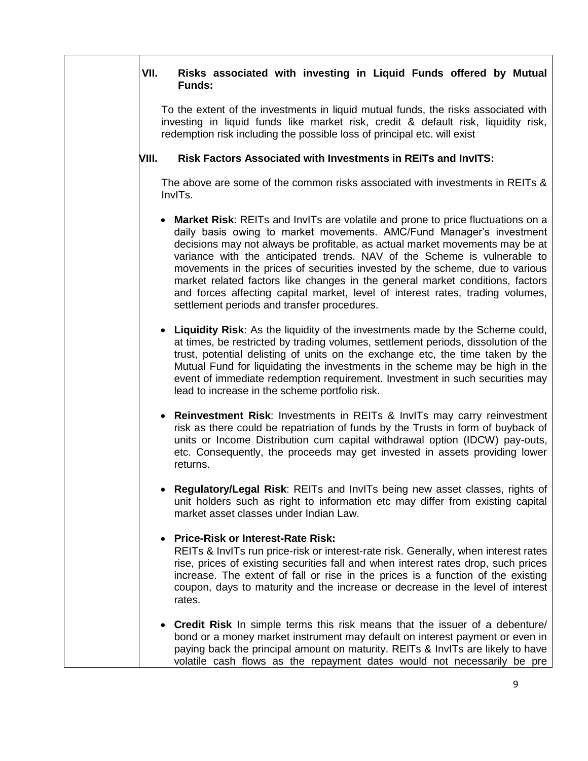### VII. Risks associated with investing in Liquid Funds offered by Mutual Funds:

To the extent of the investments in liquid mutual funds, the risks associated with investing in liquid funds like market risk, credit & default risk, liquidity risk, redemption risk including the possible loss of principal etc. will exist

### VIII. Risk Factors Associated with Investments in REITs and InvITS:

The above are some of the common risks associated with investments in REITs & InvITs.

- **Market Risk**: REITs and InvITs are volatile and prone to price fluctuations on a daily basis owing to market movements. AMC/Fund Manager's investment decisions may not always be profitable, as actual market movements may be at variance with the anticipated trends. NAV of the Scheme is vulnerable to movements in the prices of securities invested by the scheme, due to various market related factors like changes in the general market conditions, factors and forces affecting capital market, level of interest rates, trading volumes, settlement periods and transfer procedures.

- **Liquidity Risk**: As the liquidity of the investments made by the Scheme could, at times, be restricted by trading volumes, settlement periods, dissolution of the trust, potential delisting of units on the exchange etc, the time taken by the Mutual Fund for liquidating the investments in the scheme may be high in the event of immediate redemption requirement. Investment in such securities may lead to increase in the scheme portfolio risk.

- **Reinvestment Risk**: Investments in REITs & InvITs may carry reinvestment risk as there could be repatriation of funds by the Trusts in form of buyback of units or Income Distribution cum capital withdrawal option (IDCW) pay-outs, etc. Consequently, the proceeds may get invested in assets providing lower returns.

- **Regulatory/Legal Risk**: REITs and InvITs being new asset classes, rights of unit holders such as right to information etc may differ from existing capital market asset classes under Indian Law.

- **Price-Risk or Interest-Rate Risk:**
  REITs & InvITs run price-risk or interest-rate risk. Generally, when interest rates rise, prices of existing securities fall and when interest rates drop, such prices increase. The extent of fall or rise in the prices is a function of the existing coupon, days to maturity and the increase or decrease in the level of interest rates.

- **Credit Risk** In simple terms this risk means that the issuer of a debenture/ bond or a money market instrument may default on interest payment or even in paying back the principal amount on maturity. REITs & InvITs are likely to have volatile cash flows as the repayment dates would not necessarily be pre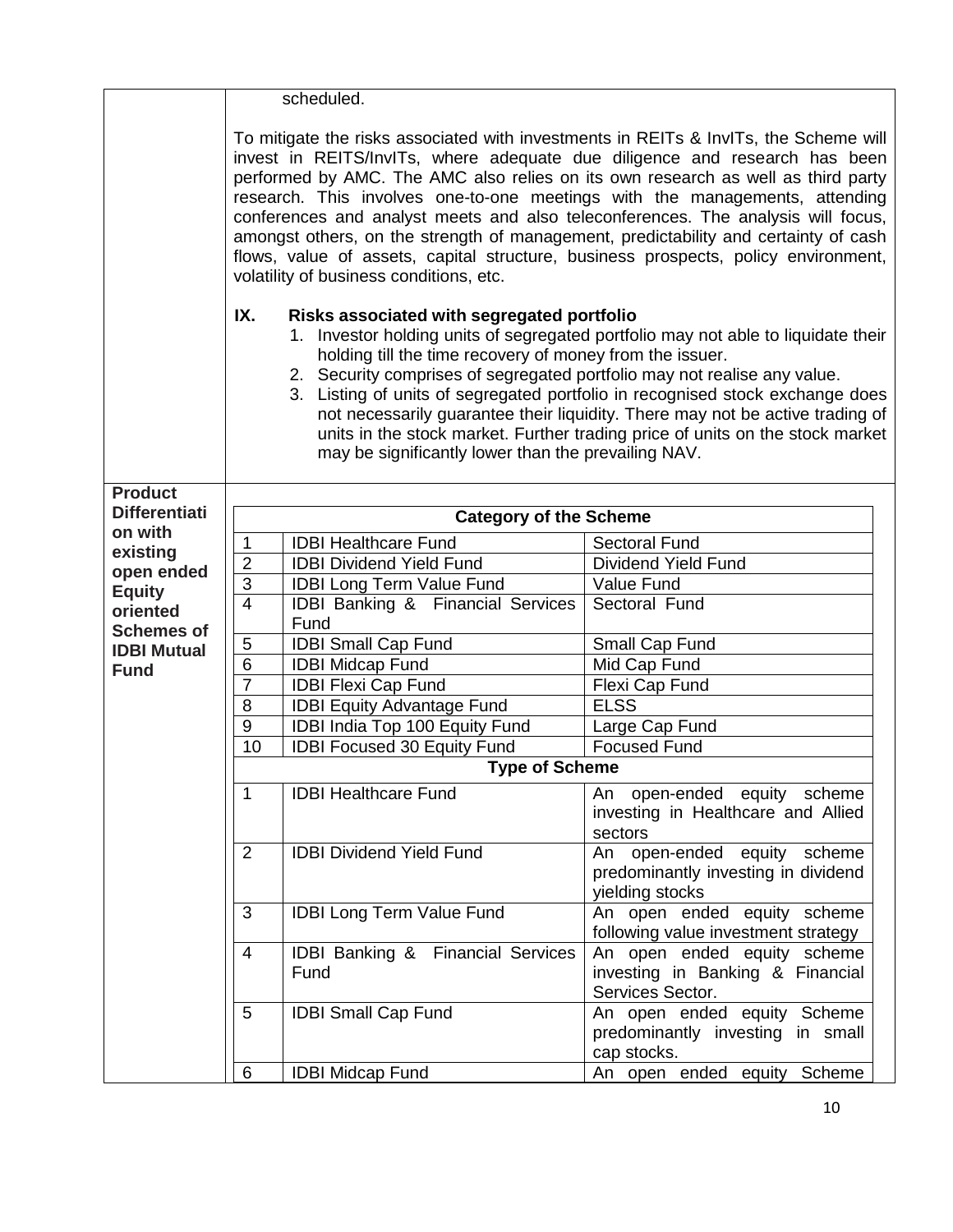scheduled.

To mitigate the risks associated with investments in REITs & InvITs, the Scheme will invest in REITS/InvITs, where adequate due diligence and research has been performed by AMC. The AMC also relies on its own research as well as third party research. This involves one-to-one meetings with the managements, attending conferences and analyst meets and also teleconferences. The analysis will focus, amongst others, on the strength of management, predictability and certainty of cash flows, value of assets, capital structure, business prospects, policy environment, volatility of business conditions, etc.

**IX. Risks associated with segregated portfolio**

1. Investor holding units of segregated portfolio may not able to liquidate their holding till the time recovery of money from the issuer.
2. Security comprises of segregated portfolio may not realise any value.
3. Listing of units of segregated portfolio in recognised stock exchange does not necessarily guarantee their liquidity. There may not be active trading of units in the stock market. Further trading price of units on the stock market may be significantly lower than the prevailing NAV.

**Product Differentiation with existing open ended Equity oriented Schemes of IDBI Mutual Fund**

| **Category of the Scheme** | | |
|---|---|---|
| 1 | IDBI Healthcare Fund | Sectoral Fund |
| 2 | IDBI Dividend Yield Fund | Dividend Yield Fund |
| 3 | IDBI Long Term Value Fund | Value Fund |
| 4 | IDBI Banking & Financial Services Fund | Sectoral Fund |
| 5 | IDBI Small Cap Fund | Small Cap Fund |
| 6 | IDBI Midcap Fund | Mid Cap Fund |
| 7 | IDBI Flexi Cap Fund | Flexi Cap Fund |
| 8 | IDBI Equity Advantage Fund | ELSS |
| 9 | IDBI India Top 100 Equity Fund | Large Cap Fund |
| 10 | IDBI Focused 30 Equity Fund | Focused Fund |
| **Type of Scheme** | | |
| 1 | IDBI Healthcare Fund | An open-ended equity scheme investing in Healthcare and Allied sectors |
| 2 | IDBI Dividend Yield Fund | An open-ended equity scheme predominantly investing in dividend yielding stocks |
| 3 | IDBI Long Term Value Fund | An open ended equity scheme following value investment strategy |
| 4 | IDBI Banking & Financial Services Fund | An open ended equity scheme investing in Banking & Financial Services Sector. |
| 5 | IDBI Small Cap Fund | An open ended equity Scheme predominantly investing in small cap stocks. |
| 6 | IDBI Midcap Fund | An open ended equity Scheme |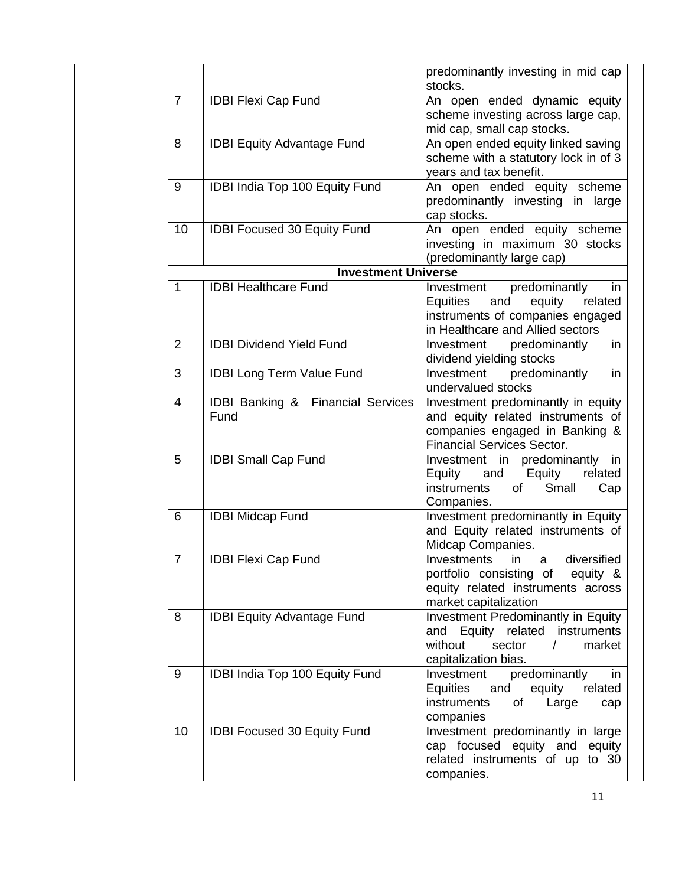| | | |
|---|---|---|
| | | predominantly investing in mid cap stocks. |
| 7 | IDBI Flexi Cap Fund | An open ended dynamic equity scheme investing across large cap, mid cap, small cap stocks. |
| 8 | IDBI Equity Advantage Fund | An open ended equity linked saving scheme with a statutory lock in of 3 years and tax benefit. |
| 9 | IDBI India Top 100 Equity Fund | An open ended equity scheme predominantly investing in large cap stocks. |
| 10 | IDBI Focused 30 Equity Fund | An open ended equity scheme investing in maximum 30 stocks (predominantly large cap) |
| | **Investment Universe** | |
| 1 | IDBI Healthcare Fund | Investment predominantly in Equities and equity related instruments of companies engaged in Healthcare and Allied sectors |
| 2 | IDBI Dividend Yield Fund | Investment predominantly in dividend yielding stocks |
| 3 | IDBI Long Term Value Fund | Investment predominantly in undervalued stocks |
| 4 | IDBI Banking & Financial Services Fund | Investment predominantly in equity and equity related instruments of companies engaged in Banking & Financial Services Sector. |
| 5 | IDBI Small Cap Fund | Investment in predominantly in Equity and Equity related instruments of Small Cap Companies. |
| 6 | IDBI Midcap Fund | Investment predominantly in Equity and Equity related instruments of Midcap Companies. |
| 7 | IDBI Flexi Cap Fund | Investments in a diversified portfolio consisting of equity & equity related instruments across market capitalization |
| 8 | IDBI Equity Advantage Fund | Investment Predominantly in Equity and Equity related instruments without sector / market capitalization bias. |
| 9 | IDBI India Top 100 Equity Fund | Investment predominantly in Equities and equity related instruments of Large cap companies |
| 10 | IDBI Focused 30 Equity Fund | Investment predominantly in large cap focused equity and equity related instruments of up to 30 companies. |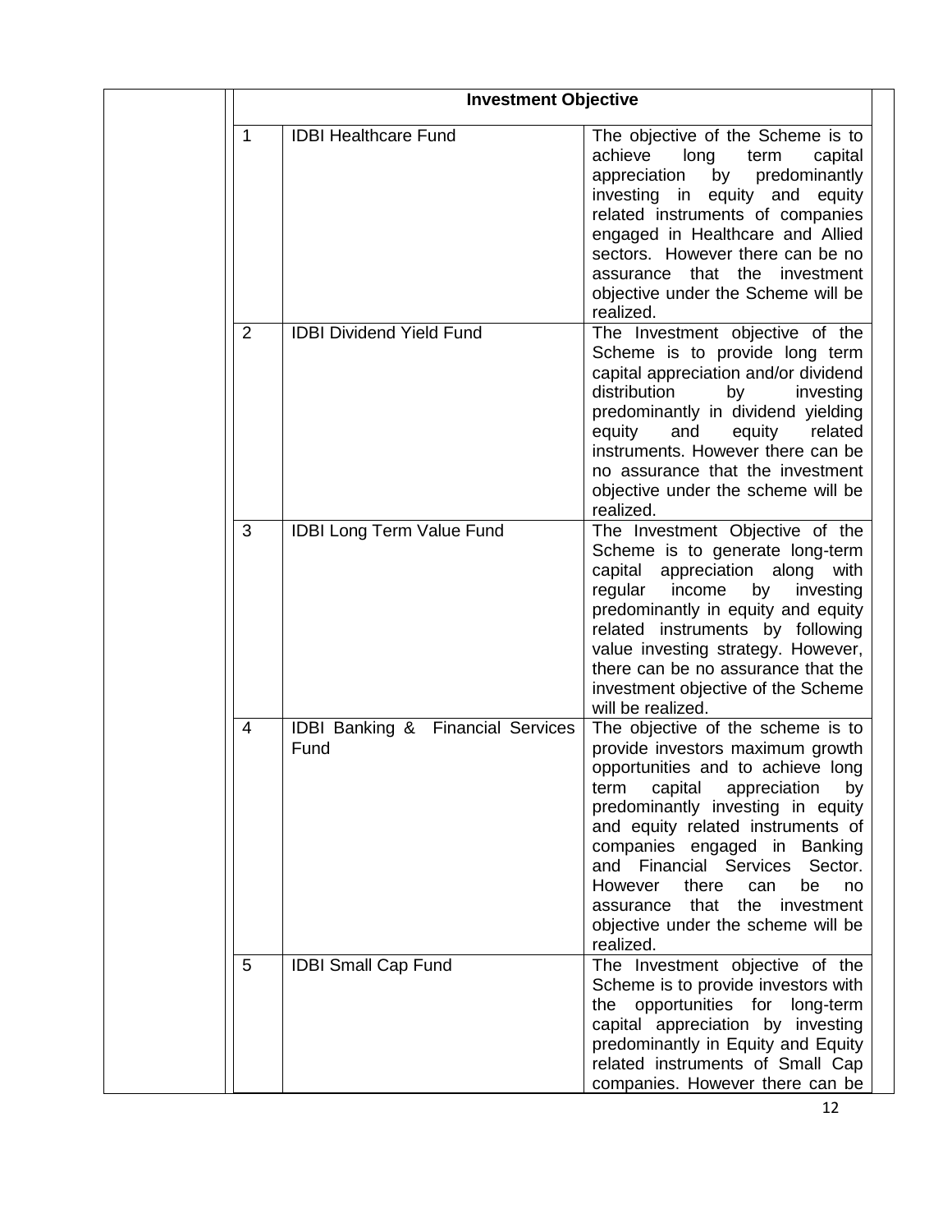| | Investment Objective | |
|---|---|---|
| 1 | IDBI Healthcare Fund | The objective of the Scheme is to achieve long term capital appreciation by predominantly investing in equity and equity related instruments of companies engaged in Healthcare and Allied sectors. However there can be no assurance that the investment objective under the Scheme will be realized. |
| 2 | IDBI Dividend Yield Fund | The Investment objective of the Scheme is to provide long term capital appreciation and/or dividend distribution by investing predominantly in dividend yielding equity and equity related instruments. However there can be no assurance that the investment objective under the scheme will be realized. |
| 3 | IDBI Long Term Value Fund | The Investment Objective of the Scheme is to generate long-term capital appreciation along with regular income by investing predominantly in equity and equity related instruments by following value investing strategy. However, there can be no assurance that the investment objective of the Scheme will be realized. |
| 4 | IDBI Banking & Financial Services Fund | The objective of the scheme is to provide investors maximum growth opportunities and to achieve long term capital appreciation by predominantly investing in equity and equity related instruments of companies engaged in Banking and Financial Services Sector. However there can be no assurance that the investment objective under the scheme will be realized. |
| 5 | IDBI Small Cap Fund | The Investment objective of the Scheme is to provide investors with the opportunities for long-term capital appreciation by investing predominantly in Equity and Equity related instruments of Small Cap companies. However there can be |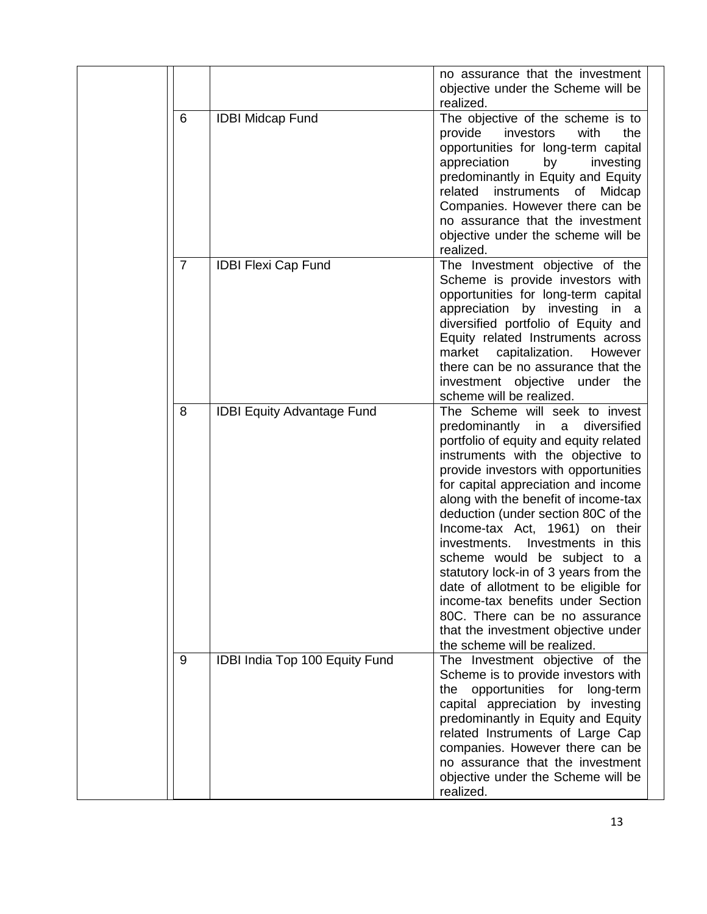| | | |
|---|---|---|
| | | no assurance that the investment objective under the Scheme will be realized. |
| 6 | IDBI Midcap Fund | The objective of the scheme is to provide investors with the opportunities for long-term capital appreciation by investing predominantly in Equity and Equity related instruments of Midcap Companies. However there can be no assurance that the investment objective under the scheme will be realized. |
| 7 | IDBI Flexi Cap Fund | The Investment objective of the Scheme is provide investors with opportunities for long-term capital appreciation by investing in a diversified portfolio of Equity and Equity related Instruments across market capitalization. However there can be no assurance that the investment objective under the scheme will be realized. |
| 8 | IDBI Equity Advantage Fund | The Scheme will seek to invest predominantly in a diversified portfolio of equity and equity related instruments with the objective to provide investors with opportunities for capital appreciation and income along with the benefit of income-tax deduction (under section 80C of the Income-tax Act, 1961) on their investments. Investments in this scheme would be subject to a statutory lock-in of 3 years from the date of allotment to be eligible for income-tax benefits under Section 80C. There can be no assurance that the investment objective under the scheme will be realized. |
| 9 | IDBI India Top 100 Equity Fund | The Investment objective of the Scheme is to provide investors with the opportunities for long-term capital appreciation by investing predominantly in Equity and Equity related Instruments of Large Cap companies. However there can be no assurance that the investment objective under the Scheme will be realized. |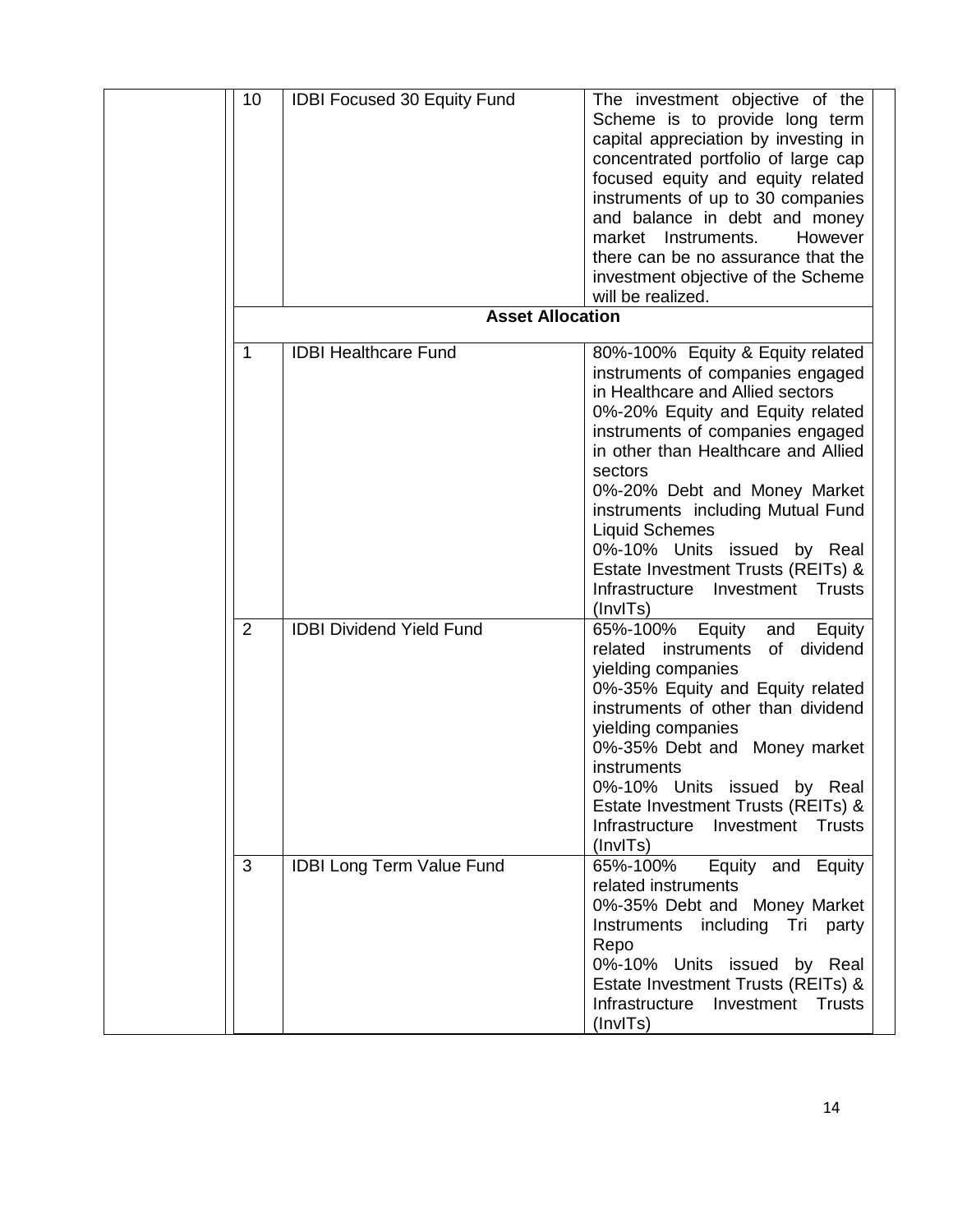| | | |
|---|---|---|
| 10 | IDBI Focused 30 Equity Fund | The investment objective of the Scheme is to provide long term capital appreciation by investing in concentrated portfolio of large cap focused equity and equity related instruments of up to 30 companies and balance in debt and money market Instruments. However there can be no assurance that the investment objective of the Scheme will be realized. |
| **Asset Allocation** | | |
| 1 | IDBI Healthcare Fund | 80%-100% Equity & Equity related instruments of companies engaged in Healthcare and Allied sectors<br>0%-20% Equity and Equity related instruments of companies engaged in other than Healthcare and Allied sectors<br>0%-20% Debt and Money Market instruments including Mutual Fund Liquid Schemes<br>0%-10% Units issued by Real Estate Investment Trusts (REITs) & Infrastructure Investment Trusts (InvITs) |
| 2 | IDBI Dividend Yield Fund | 65%-100% Equity and Equity related instruments of dividend yielding companies<br>0%-35% Equity and Equity related instruments of other than dividend yielding companies<br>0%-35% Debt and Money market instruments<br>0%-10% Units issued by Real Estate Investment Trusts (REITs) & Infrastructure Investment Trusts (InvITs) |
| 3 | IDBI Long Term Value Fund | 65%-100% Equity and Equity related instruments<br>0%-35% Debt and Money Market Instruments including Tri party Repo<br>0%-10% Units issued by Real Estate Investment Trusts (REITs) & Infrastructure Investment Trusts (InvITs) |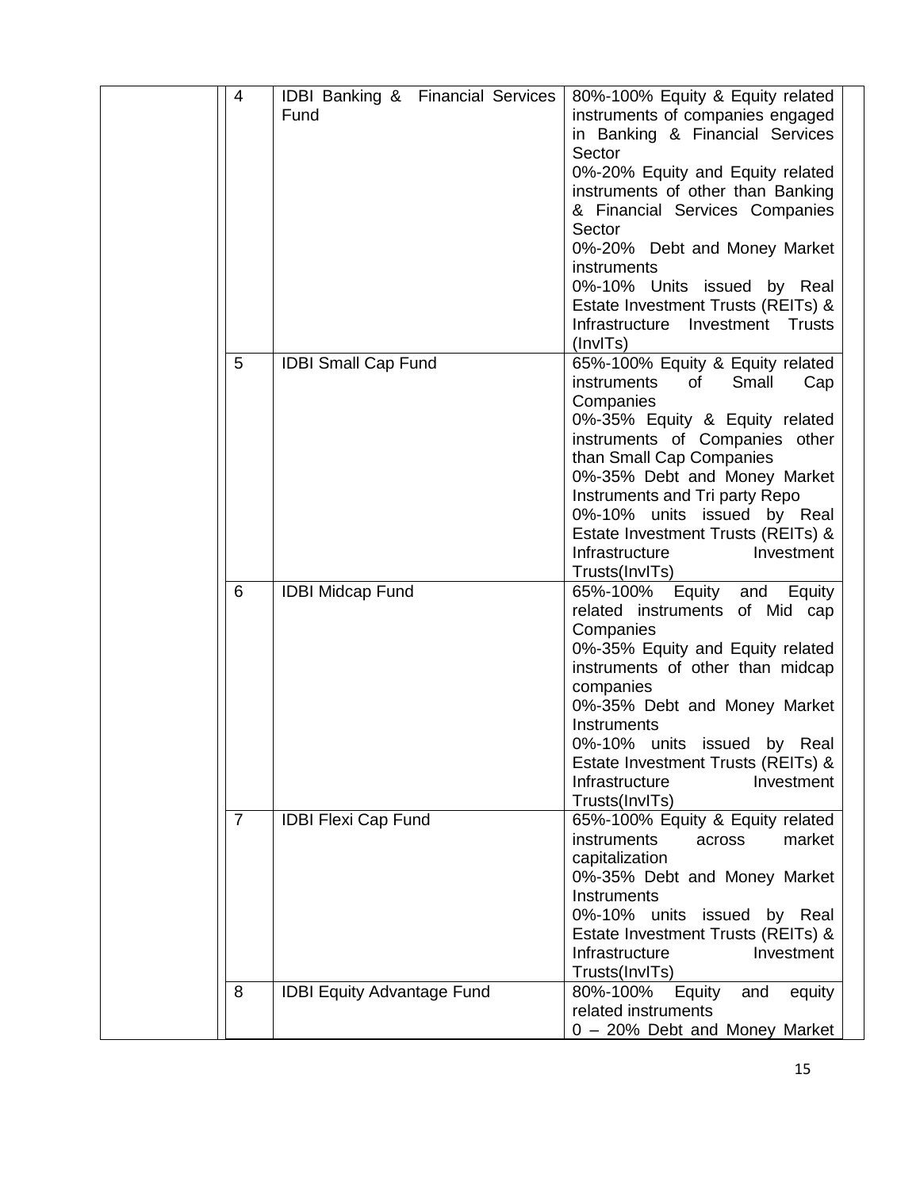| | | | |
|---|---|---|---|
| | 4 | IDBI Banking & Financial Services Fund | 80%-100% Equity & Equity related instruments of companies engaged in Banking & Financial Services Sector<br>0%-20% Equity and Equity related instruments of other than Banking & Financial Services Companies Sector<br>0%-20% Debt and Money Market instruments<br>0%-10% Units issued by Real Estate Investment Trusts (REITs) & Infrastructure Investment Trusts (InvITs) |
| | 5 | IDBI Small Cap Fund | 65%-100% Equity & Equity related instruments of Small Cap Companies<br>0%-35% Equity & Equity related instruments of Companies other than Small Cap Companies<br>0%-35% Debt and Money Market Instruments and Tri party Repo<br>0%-10% units issued by Real Estate Investment Trusts (REITs) & Infrastructure Investment Trusts(InvITs) |
| | 6 | IDBI Midcap Fund | 65%-100% Equity and Equity related instruments of Mid cap Companies<br>0%-35% Equity and Equity related instruments of other than midcap companies<br>0%-35% Debt and Money Market Instruments<br>0%-10% units issued by Real Estate Investment Trusts (REITs) & Infrastructure Investment Trusts(InvITs) |
| | 7 | IDBI Flexi Cap Fund | 65%-100% Equity & Equity related instruments across market capitalization<br>0%-35% Debt and Money Market Instruments<br>0%-10% units issued by Real Estate Investment Trusts (REITs) & Infrastructure Investment Trusts(InvITs) |
| | 8 | IDBI Equity Advantage Fund | 80%-100% Equity and equity related instruments<br>0 – 20% Debt and Money Market |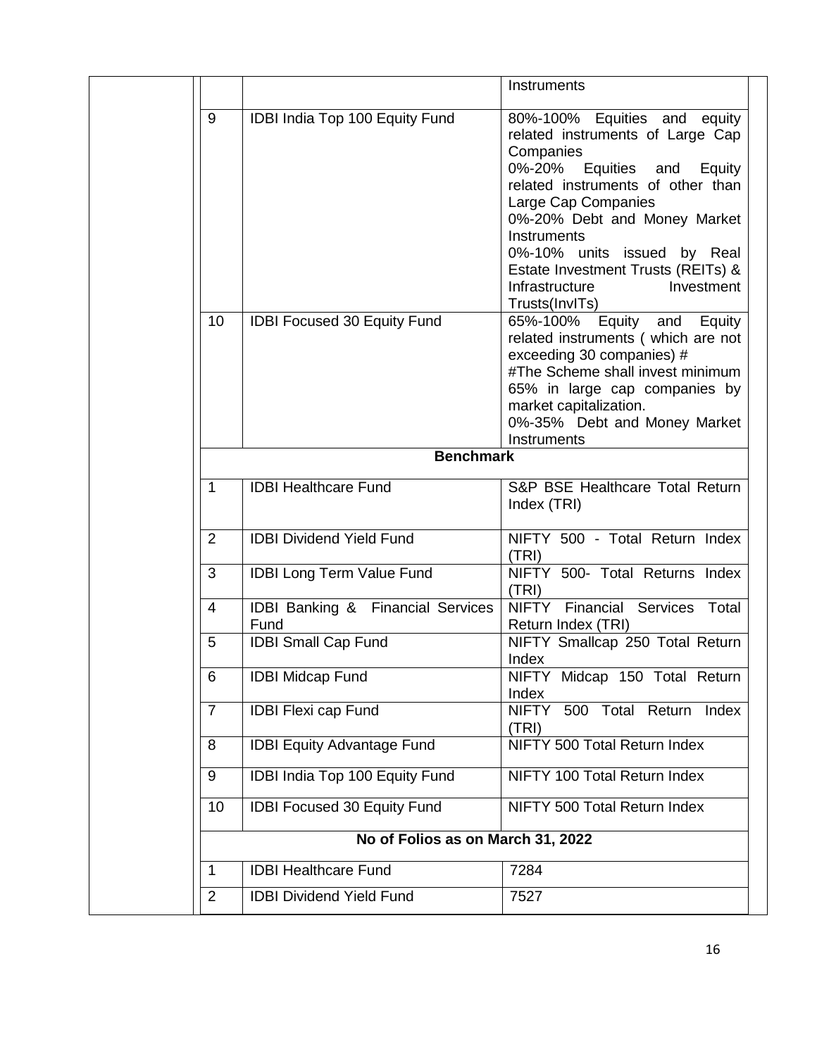| | | |
|---|---|---|
| | | Instruments |
| 9 | IDBI India Top 100 Equity Fund | 80%-100% Equities and equity related instruments of Large Cap Companies<br>0%-20% Equities and Equity related instruments of other than Large Cap Companies<br>0%-20% Debt and Money Market Instruments<br>0%-10% units issued by Real Estate Investment Trusts (REITs) & Infrastructure Investment Trusts(InvITs) |
| 10 | IDBI Focused 30 Equity Fund | 65%-100% Equity and Equity related instruments ( which are not exceeding 30 companies) #<br>#The Scheme shall invest minimum 65% in large cap companies by market capitalization.<br>0%-35% Debt and Money Market Instruments |
| | **Benchmark** | |
| 1 | IDBI Healthcare Fund | S&P BSE Healthcare Total Return Index (TRI) |
| 2 | IDBI Dividend Yield Fund | NIFTY 500 - Total Return Index (TRI) |
| 3 | IDBI Long Term Value Fund | NIFTY 500- Total Returns Index (TRI) |
| 4 | IDBI Banking & Financial Services Fund | NIFTY Financial Services Total Return Index (TRI) |
| 5 | IDBI Small Cap Fund | NIFTY Smallcap 250 Total Return Index |
| 6 | IDBI Midcap Fund | NIFTY Midcap 150 Total Return Index |
| 7 | IDBI Flexi cap Fund | NIFTY 500 Total Return Index (TRI) |
| 8 | IDBI Equity Advantage Fund | NIFTY 500 Total Return Index |
| 9 | IDBI India Top 100 Equity Fund | NIFTY 100 Total Return Index |
| 10 | IDBI Focused 30 Equity Fund | NIFTY 500 Total Return Index |
| | **No of Folios as on March 31, 2022** | |
| 1 | IDBI Healthcare Fund | 7284 |
| 2 | IDBI Dividend Yield Fund | 7527 |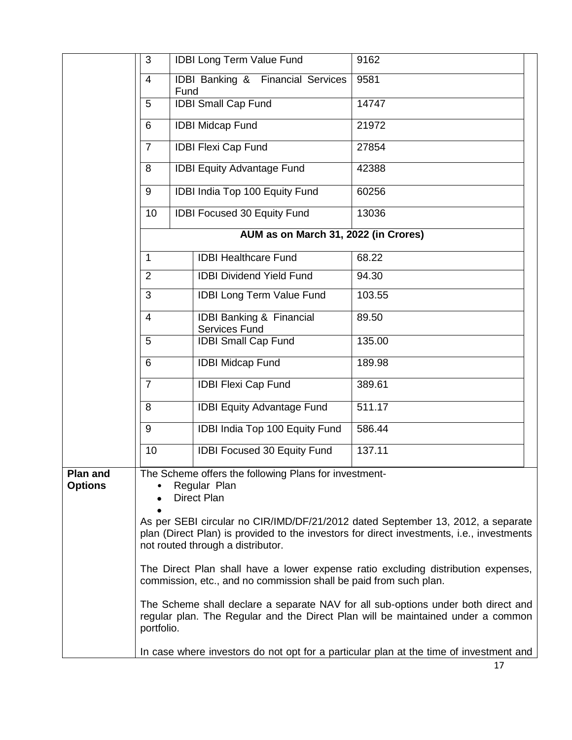| | | |
|---|---|---|
| 3 | IDBI Long Term Value Fund | 9162 |
| 4 | IDBI Banking & Financial Services Fund | 9581 |
| 5 | IDBI Small Cap Fund | 14747 |
| 6 | IDBI Midcap Fund | 21972 |
| 7 | IDBI Flexi Cap Fund | 27854 |
| 8 | IDBI Equity Advantage Fund | 42388 |
| 9 | IDBI India Top 100 Equity Fund | 60256 |
| 10 | IDBI Focused 30 Equity Fund | 13036 |

**AUM as on March 31, 2022 (in Crores)**

| | | |
|---|---|---|
| 1 | IDBI Healthcare Fund | 68.22 |
| 2 | IDBI Dividend Yield Fund | 94.30 |
| 3 | IDBI Long Term Value Fund | 103.55 |
| 4 | IDBI Banking & Financial Services Fund | 89.50 |
| 5 | IDBI Small Cap Fund | 135.00 |
| 6 | IDBI Midcap Fund | 189.98 |
| 7 | IDBI Flexi Cap Fund | 389.61 |
| 8 | IDBI Equity Advantage Fund | 511.17 |
| 9 | IDBI India Top 100 Equity Fund | 586.44 |
| 10 | IDBI Focused 30 Equity Fund | 137.11 |

**Plan and Options**

The Scheme offers the following Plans for investment-

- Regular Plan
- Direct Plan

As per SEBI circular no CIR/IMD/DF/21/2012 dated September 13, 2012, a separate plan (Direct Plan) is provided to the investors for direct investments, i.e., investments not routed through a distributor.

The Direct Plan shall have a lower expense ratio excluding distribution expenses, commission, etc., and no commission shall be paid from such plan.

The Scheme shall declare a separate NAV for all sub-options under both direct and regular plan. The Regular and the Direct Plan will be maintained under a common portfolio.

In case where investors do not opt for a particular plan at the time of investment and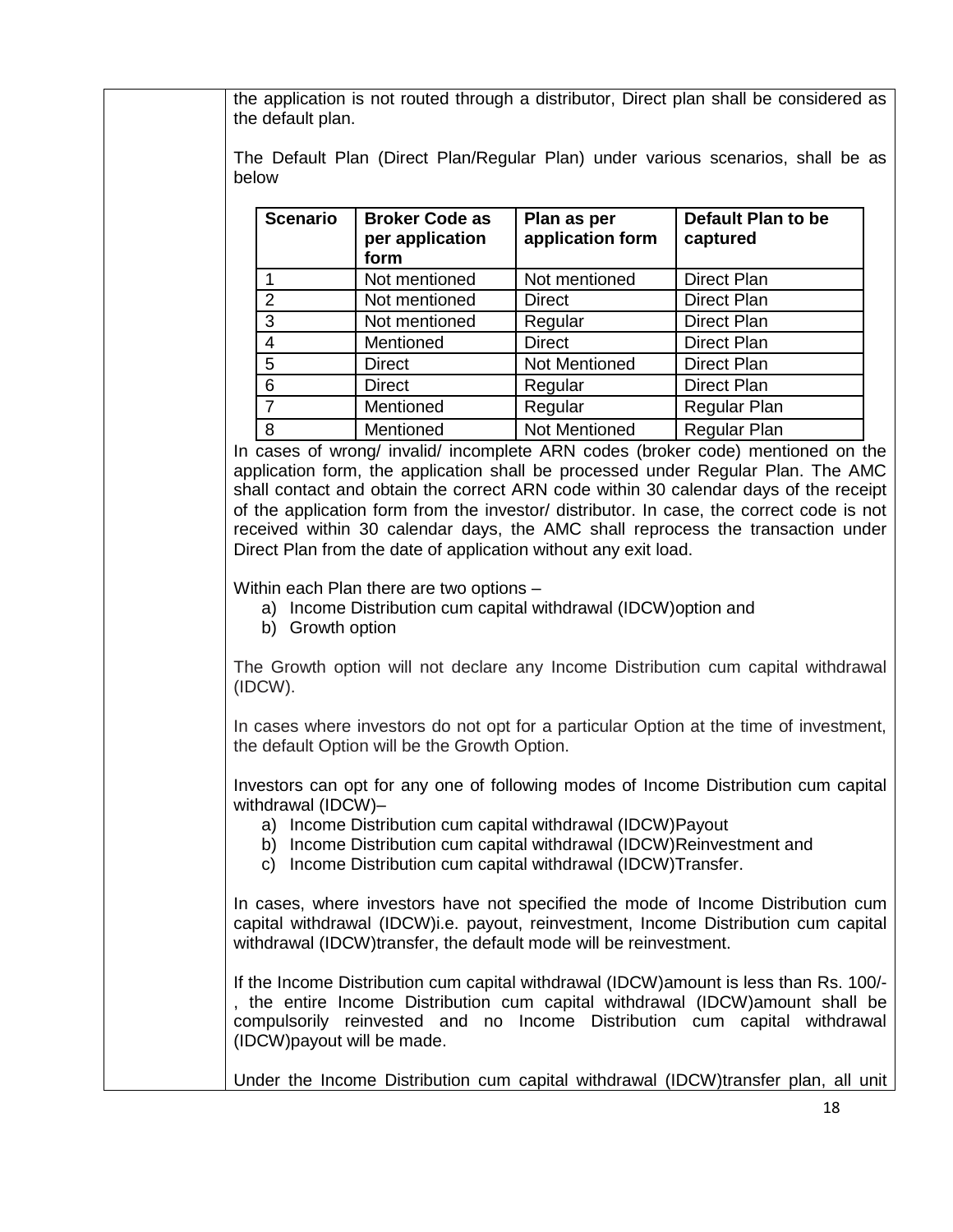the application is not routed through a distributor, Direct plan shall be considered as the default plan.

The Default Plan (Direct Plan/Regular Plan) under various scenarios, shall be as below

| Scenario | Broker Code as per application form | Plan as per application form | Default Plan to be captured |
|---|---|---|---|
| 1 | Not mentioned | Not mentioned | Direct Plan |
| 2 | Not mentioned | Direct | Direct Plan |
| 3 | Not mentioned | Regular | Direct Plan |
| 4 | Mentioned | Direct | Direct Plan |
| 5 | Direct | Not Mentioned | Direct Plan |
| 6 | Direct | Regular | Direct Plan |
| 7 | Mentioned | Regular | Regular Plan |
| 8 | Mentioned | Not Mentioned | Regular Plan |

In cases of wrong/ invalid/ incomplete ARN codes (broker code) mentioned on the application form, the application shall be processed under Regular Plan. The AMC shall contact and obtain the correct ARN code within 30 calendar days of the receipt of the application form from the investor/ distributor. In case, the correct code is not received within 30 calendar days, the AMC shall reprocess the transaction under Direct Plan from the date of application without any exit load.

Within each Plan there are two options –

a) Income Distribution cum capital withdrawal (IDCW)option and
b) Growth option

The Growth option will not declare any Income Distribution cum capital withdrawal (IDCW).

In cases where investors do not opt for a particular Option at the time of investment, the default Option will be the Growth Option.

Investors can opt for any one of following modes of Income Distribution cum capital withdrawal (IDCW)–

a) Income Distribution cum capital withdrawal (IDCW)Payout
b) Income Distribution cum capital withdrawal (IDCW)Reinvestment and
c) Income Distribution cum capital withdrawal (IDCW)Transfer.

In cases, where investors have not specified the mode of Income Distribution cum capital withdrawal (IDCW)i.e. payout, reinvestment, Income Distribution cum capital withdrawal (IDCW)transfer, the default mode will be reinvestment.

If the Income Distribution cum capital withdrawal (IDCW)amount is less than Rs. 100/-, the entire Income Distribution cum capital withdrawal (IDCW)amount shall be compulsorily reinvested and no Income Distribution cum capital withdrawal (IDCW)payout will be made.

Under the Income Distribution cum capital withdrawal (IDCW)transfer plan, all unit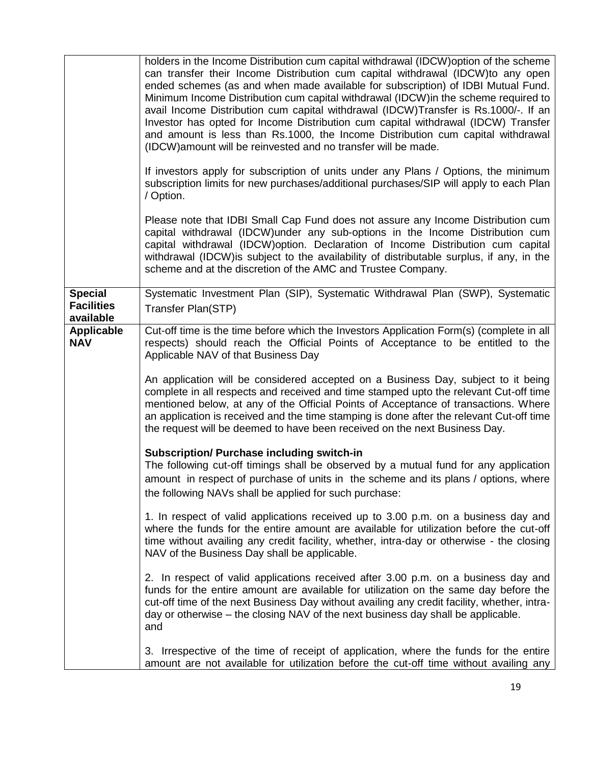| | |
|---|---|
| | holders in the Income Distribution cum capital withdrawal (IDCW)option of the scheme can transfer their Income Distribution cum capital withdrawal (IDCW)to any open ended schemes (as and when made available for subscription) of IDBI Mutual Fund. Minimum Income Distribution cum capital withdrawal (IDCW)in the scheme required to avail Income Distribution cum capital withdrawal (IDCW)Transfer is Rs.1000/-. If an Investor has opted for Income Distribution cum capital withdrawal (IDCW) Transfer and amount is less than Rs.1000, the Income Distribution cum capital withdrawal (IDCW)amount will be reinvested and no transfer will be made.<br><br>If investors apply for subscription of units under any Plans / Options, the minimum subscription limits for new purchases/additional purchases/SIP will apply to each Plan / Option.<br><br>Please note that IDBI Small Cap Fund does not assure any Income Distribution cum capital withdrawal (IDCW)under any sub-options in the Income Distribution cum capital withdrawal (IDCW)option. Declaration of Income Distribution cum capital withdrawal (IDCW)is subject to the availability of distributable surplus, if any, in the scheme and at the discretion of the AMC and Trustee Company. |
| **Special Facilities available** | Systematic Investment Plan (SIP), Systematic Withdrawal Plan (SWP), Systematic Transfer Plan(STP) |
| **Applicable NAV** | Cut-off time is the time before which the Investors Application Form(s) (complete in all respects) should reach the Official Points of Acceptance to be entitled to the Applicable NAV of that Business Day<br><br>An application will be considered accepted on a Business Day, subject to it being complete in all respects and received and time stamped upto the relevant Cut-off time mentioned below, at any of the Official Points of Acceptance of transactions. Where an application is received and the time stamping is done after the relevant Cut-off time the request will be deemed to have been received on the next Business Day.<br><br>**Subscription/ Purchase including switch-in**<br>The following cut-off timings shall be observed by a mutual fund for any application amount in respect of purchase of units in the scheme and its plans / options, where the following NAVs shall be applied for such purchase:<br><br>1. In respect of valid applications received up to 3.00 p.m. on a business day and where the funds for the entire amount are available for utilization before the cut-off time without availing any credit facility, whether, intra-day or otherwise - the closing NAV of the Business Day shall be applicable.<br><br>2. In respect of valid applications received after 3.00 p.m. on a business day and funds for the entire amount are available for utilization on the same day before the cut-off time of the next Business Day without availing any credit facility, whether, intra-day or otherwise – the closing NAV of the next business day shall be applicable.<br>and<br><br>3. Irrespective of the time of receipt of application, where the funds for the entire amount are not available for utilization before the cut-off time without availing any |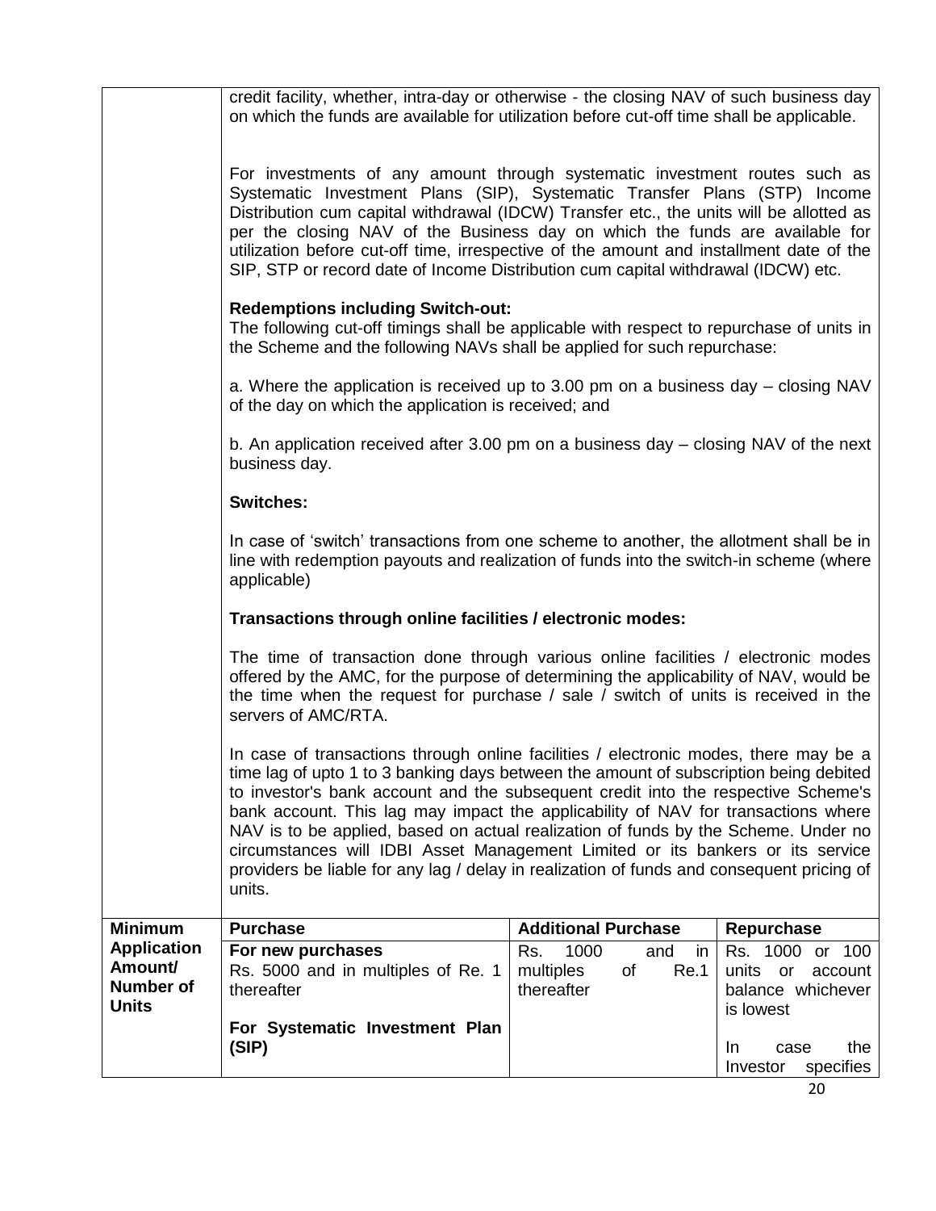| | | | |
|---|---|---|---|
| | credit facility, whether, intra-day or otherwise - the closing NAV of such business day on which the funds are available for utilization before cut-off time shall be applicable.<br><br>For investments of any amount through systematic investment routes such as Systematic Investment Plans (SIP), Systematic Transfer Plans (STP) Income Distribution cum capital withdrawal (IDCW) Transfer etc., the units will be allotted as per the closing NAV of the Business day on which the funds are available for utilization before cut-off time, irrespective of the amount and installment date of the SIP, STP or record date of Income Distribution cum capital withdrawal (IDCW) etc.<br><br>**Redemptions including Switch-out:**<br>The following cut-off timings shall be applicable with respect to repurchase of units in the Scheme and the following NAVs shall be applied for such repurchase:<br><br>a. Where the application is received up to 3.00 pm on a business day – closing NAV of the day on which the application is received; and<br><br>b. An application received after 3.00 pm on a business day – closing NAV of the next business day.<br><br>**Switches:**<br><br>In case of 'switch' transactions from one scheme to another, the allotment shall be in line with redemption payouts and realization of funds into the switch-in scheme (where applicable)<br><br>**Transactions through online facilities / electronic modes:**<br><br>The time of transaction done through various online facilities / electronic modes offered by the AMC, for the purpose of determining the applicability of NAV, would be the time when the request for purchase / sale / switch of units is received in the servers of AMC/RTA.<br><br>In case of transactions through online facilities / electronic modes, there may be a time lag of upto 1 to 3 banking days between the amount of subscription being debited to investor's bank account and the subsequent credit into the respective Scheme's bank account. This lag may impact the applicability of NAV for transactions where NAV is to be applied, based on actual realization of funds by the Scheme. Under no circumstances will IDBI Asset Management Limited or its bankers or its service providers be liable for any lag / delay in realization of funds and consequent pricing of units. | | |
| **Minimum Application Amount/ Number of Units** | **Purchase** | **Additional Purchase** | **Repurchase** |
| | **For new purchases**<br>Rs. 5000 and in multiples of Re. 1 thereafter<br><br>**For Systematic Investment Plan (SIP)** | Rs. 1000 and in multiples of Re.1 thereafter | Rs. 1000 or 100 units or account balance whichever is lowest<br><br>In case the Investor specifies |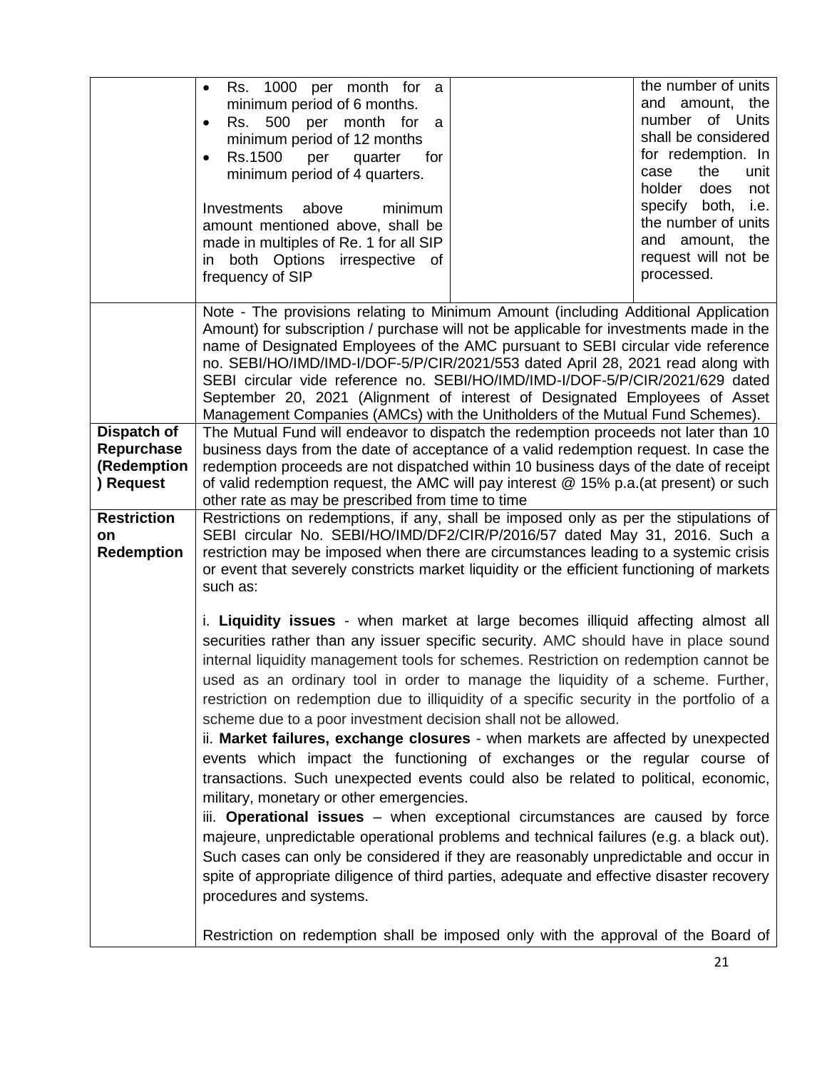| | | | |
|---|---|---|---|
| | • Rs. 1000 per month for a minimum period of 6 months.<br>• Rs. 500 per month for a minimum period of 12 months<br>• Rs.1500 per quarter for minimum period of 4 quarters.<br><br>Investments above minimum amount mentioned above, shall be made in multiples of Re. 1 for all SIP in both Options irrespective of frequency of SIP | | the number of units and amount, the number of Units shall be considered for redemption. In case the unit holder does not specify both, i.e. the number of units and amount, the request will not be processed. |
| | Note - The provisions relating to Minimum Amount (including Additional Application Amount) for subscription / purchase will not be applicable for investments made in the name of Designated Employees of the AMC pursuant to SEBI circular vide reference no. SEBI/HO/IMD/IMD-I/DOF-5/P/CIR/2021/553 dated April 28, 2021 read along with SEBI circular vide reference no. SEBI/HO/IMD/IMD-I/DOF-5/P/CIR/2021/629 dated September 20, 2021 (Alignment of interest of Designated Employees of Asset Management Companies (AMCs) with the Unitholders of the Mutual Fund Schemes). | | |
| **Dispatch of Repurchase (Redemption) Request** | The Mutual Fund will endeavor to dispatch the redemption proceeds not later than 10 business days from the date of acceptance of a valid redemption request. In case the redemption proceeds are not dispatched within 10 business days of the date of receipt of valid redemption request, the AMC will pay interest @ 15% p.a.(at present) or such other rate as may be prescribed from time to time | | |
| **Restriction on Redemption** | Restrictions on redemptions, if any, shall be imposed only as per the stipulations of SEBI circular No. SEBI/HO/IMD/DF2/CIR/P/2016/57 dated May 31, 2016. Such a restriction may be imposed when there are circumstances leading to a systemic crisis or event that severely constricts market liquidity or the efficient functioning of markets such as:<br><br>i. **Liquidity issues** - when market at large becomes illiquid affecting almost all securities rather than any issuer specific security. AMC should have in place sound internal liquidity management tools for schemes. Restriction on redemption cannot be used as an ordinary tool in order to manage the liquidity of a scheme. Further, restriction on redemption due to illiquidity of a specific security in the portfolio of a scheme due to a poor investment decision shall not be allowed.<br>ii. **Market failures, exchange closures** - when markets are affected by unexpected events which impact the functioning of exchanges or the regular course of transactions. Such unexpected events could also be related to political, economic, military, monetary or other emergencies.<br>iii. **Operational issues** – when exceptional circumstances are caused by force majeure, unpredictable operational problems and technical failures (e.g. a black out). Such cases can only be considered if they are reasonably unpredictable and occur in spite of appropriate diligence of third parties, adequate and effective disaster recovery procedures and systems.<br><br>Restriction on redemption shall be imposed only with the approval of the Board of | | |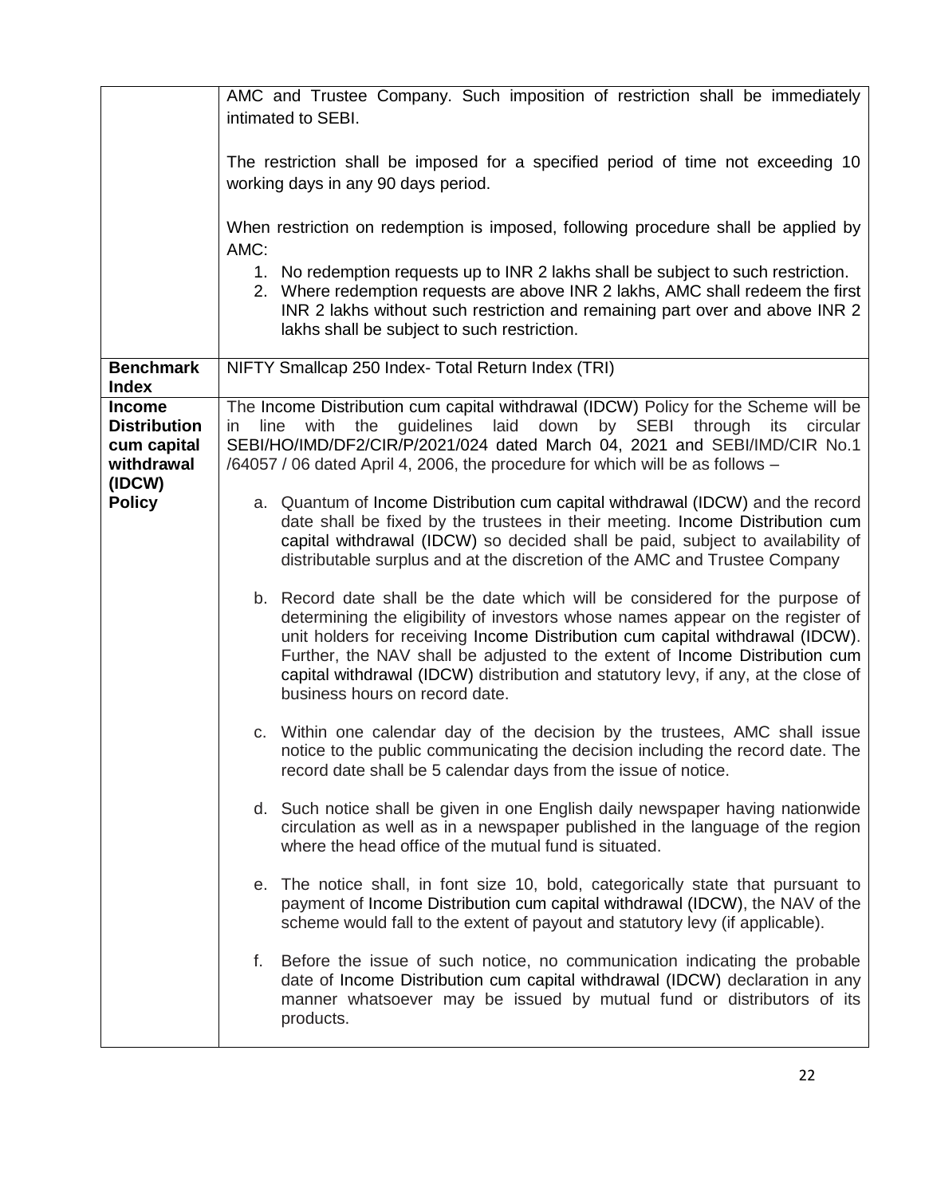| | |
|---|---|
| | AMC and Trustee Company. Such imposition of restriction shall be immediately intimated to SEBI.<br><br>The restriction shall be imposed for a specified period of time not exceeding 10 working days in any 90 days period.<br><br>When restriction on redemption is imposed, following procedure shall be applied by AMC:<br>1. No redemption requests up to INR 2 lakhs shall be subject to such restriction.<br>2. Where redemption requests are above INR 2 lakhs, AMC shall redeem the first INR 2 lakhs without such restriction and remaining part over and above INR 2 lakhs shall be subject to such restriction. |
| **Benchmark Index** | NIFTY Smallcap 250 Index- Total Return Index (TRI) |
| **Income Distribution cum capital withdrawal (IDCW) Policy** | The Income Distribution cum capital withdrawal (IDCW) Policy for the Scheme will be in line with the guidelines laid down by SEBI through its circular SEBI/HO/IMD/DF2/CIR/P/2021/024 dated March 04, 2021 and SEBI/IMD/CIR No.1 /64057 / 06 dated April 4, 2006, the procedure for which will be as follows –<br><br>a. Quantum of Income Distribution cum capital withdrawal (IDCW) and the record date shall be fixed by the trustees in their meeting. Income Distribution cum capital withdrawal (IDCW) so decided shall be paid, subject to availability of distributable surplus and at the discretion of the AMC and Trustee Company<br><br>b. Record date shall be the date which will be considered for the purpose of determining the eligibility of investors whose names appear on the register of unit holders for receiving Income Distribution cum capital withdrawal (IDCW). Further, the NAV shall be adjusted to the extent of Income Distribution cum capital withdrawal (IDCW) distribution and statutory levy, if any, at the close of business hours on record date.<br><br>c. Within one calendar day of the decision by the trustees, AMC shall issue notice to the public communicating the decision including the record date. The record date shall be 5 calendar days from the issue of notice.<br><br>d. Such notice shall be given in one English daily newspaper having nationwide circulation as well as in a newspaper published in the language of the region where the head office of the mutual fund is situated.<br><br>e. The notice shall, in font size 10, bold, categorically state that pursuant to payment of Income Distribution cum capital withdrawal (IDCW), the NAV of the scheme would fall to the extent of payout and statutory levy (if applicable).<br><br>f. Before the issue of such notice, no communication indicating the probable date of Income Distribution cum capital withdrawal (IDCW) declaration in any manner whatsoever may be issued by mutual fund or distributors of its products. |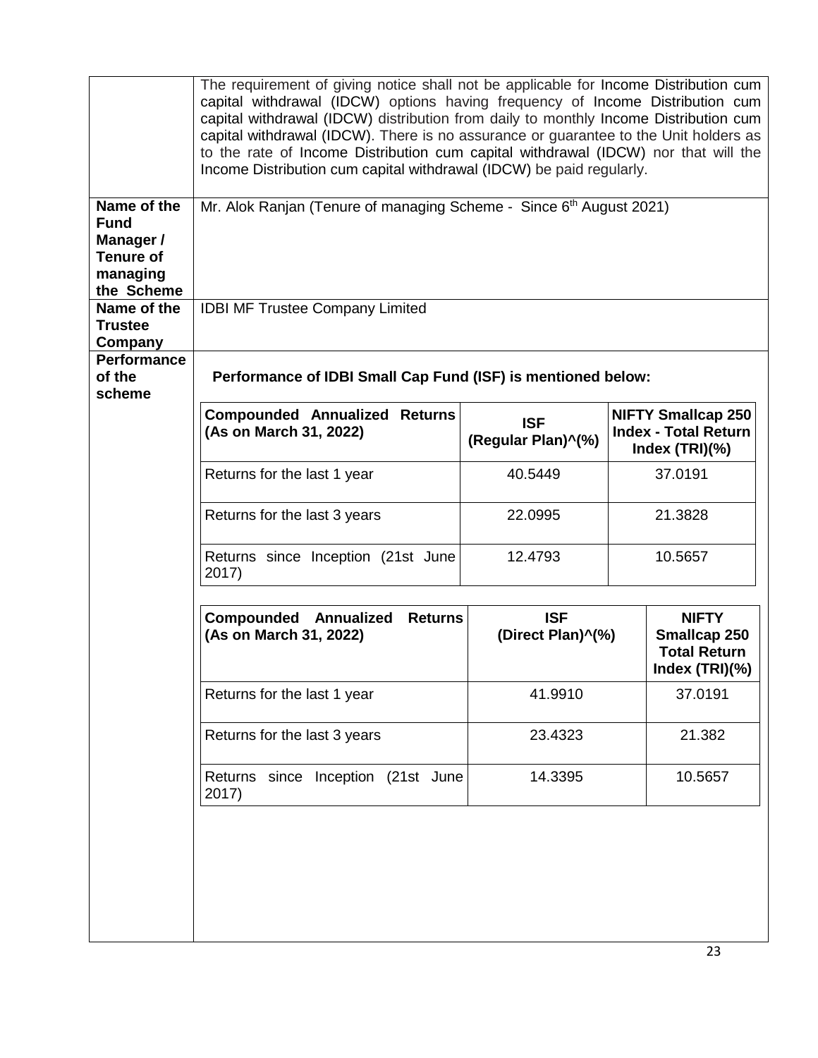| | |
|---|---|
| | The requirement of giving notice shall not be applicable for Income Distribution cum capital withdrawal (IDCW) options having frequency of Income Distribution cum capital withdrawal (IDCW) distribution from daily to monthly Income Distribution cum capital withdrawal (IDCW). There is no assurance or guarantee to the Unit holders as to the rate of Income Distribution cum capital withdrawal (IDCW) nor that will the Income Distribution cum capital withdrawal (IDCW) be paid regularly. |
| **Name of the Fund Manager / Tenure of managing the Scheme** | Mr. Alok Ranjan (Tenure of managing Scheme - Since 6th August 2021) |
| **Name of the Trustee Company** | IDBI MF Trustee Company Limited |
| **Performance of the scheme** | **Performance of IDBI Small Cap Fund (ISF) is mentioned below:** |

| Compounded Annualized Returns (As on March 31, 2022) | ISF (Regular Plan)^(%) | NIFTY Smallcap 250 Index - Total Return Index (TRI)(%) |
|---|---|---|
| Returns for the last 1 year | 40.5449 | 37.0191 |
| Returns for the last 3 years | 22.0995 | 21.3828 |
| Returns since Inception (21st June 2017) | 12.4793 | 10.5657 |

| Compounded Annualized Returns (As on March 31, 2022) | ISF (Direct Plan)^(%) | NIFTY Smallcap 250 Total Return Index (TRI)(%) |
|---|---|---|
| Returns for the last 1 year | 41.9910 | 37.0191 |
| Returns for the last 3 years | 23.4323 | 21.382 |
| Returns since Inception (21st June 2017) | 14.3395 | 10.5657 |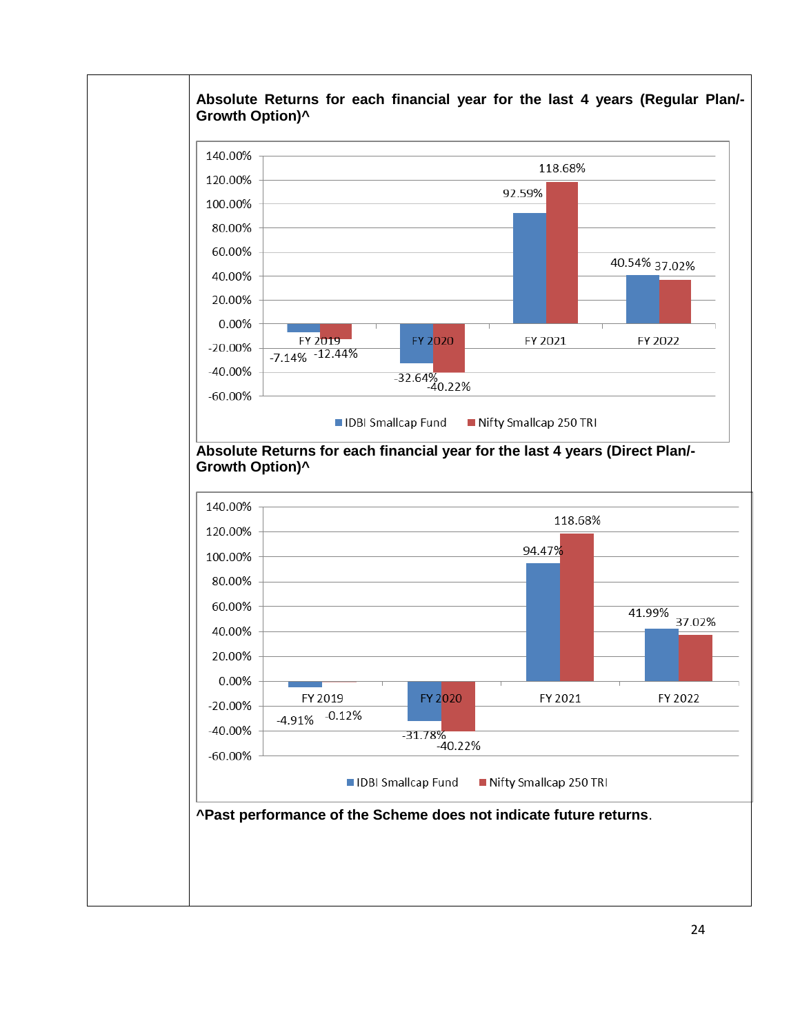**Absolute Returns for each financial year for the last 4 years (Regular Plan/- Growth Option)^**

| | IDBI Smallcap Fund | Nifty Smallcap 250 TRI |
|---|---|---|
| FY 2019 | -7.14% | -12.44% |
| FY 2020 | -32.64% | -40.22% |
| FY 2021 | 92.59% | 118.68% |
| FY 2022 | 40.54% | 37.02% |

**Absolute Returns for each financial year for the last 4 years (Direct Plan/- Growth Option)^**

| | IDBI Smallcap Fund | Nifty Smallcap 250 TRI |
|---|---|---|
| FY 2019 | -4.91% | -0.12% |
| FY 2020 | -31.78% | -40.22% |
| FY 2021 | 94.47% | 118.68% |
| FY 2022 | 41.99% | 37.02% |

**^Past performance of the Scheme does not indicate future returns**.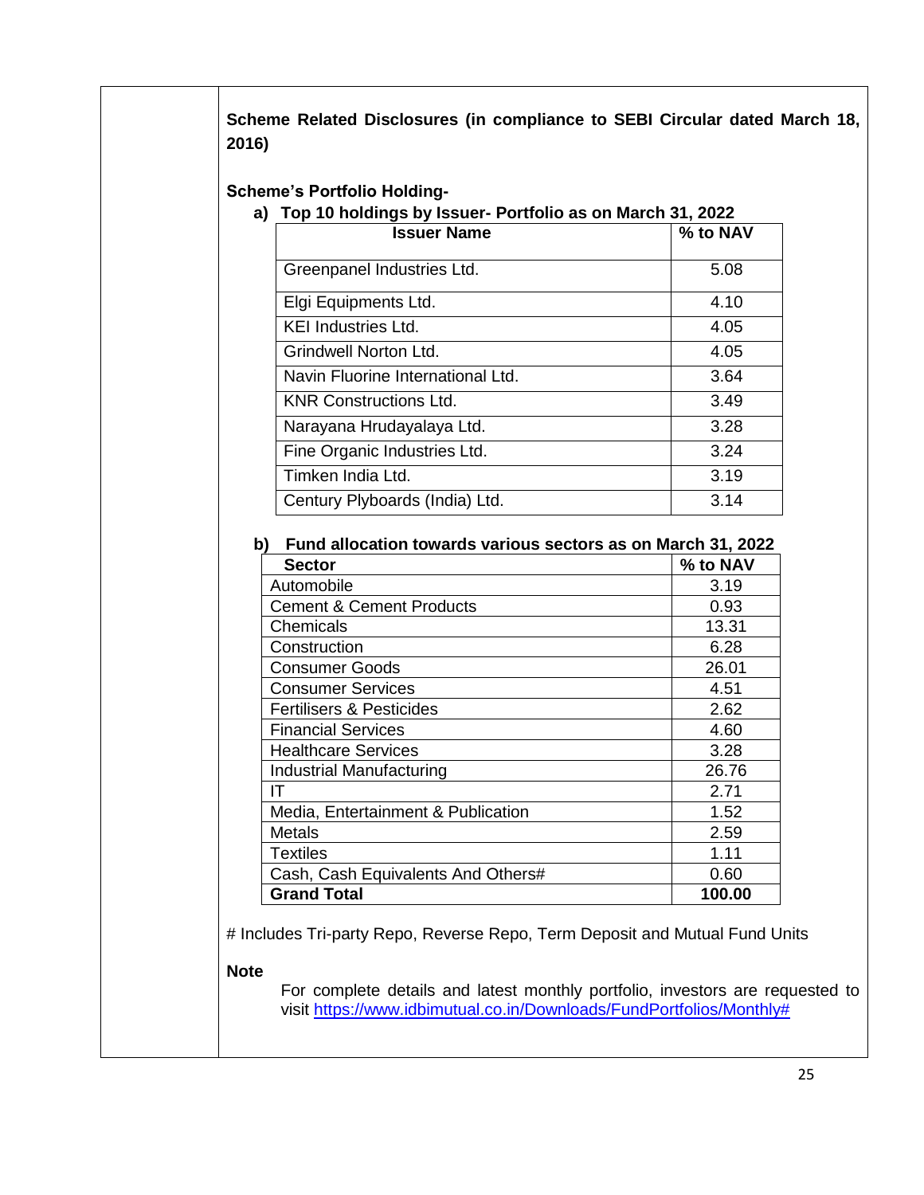**Scheme Related Disclosures (in compliance to SEBI Circular dated March 18, 2016)**

**Scheme's Portfolio Holding-**

**a) Top 10 holdings by Issuer- Portfolio as on March 31, 2022**

| Issuer Name | % to NAV |
|---|---|
| Greenpanel Industries Ltd. | 5.08 |
| Elgi Equipments Ltd. | 4.10 |
| KEI Industries Ltd. | 4.05 |
| Grindwell Norton Ltd. | 4.05 |
| Navin Fluorine International Ltd. | 3.64 |
| KNR Constructions Ltd. | 3.49 |
| Narayana Hrudayalaya Ltd. | 3.28 |
| Fine Organic Industries Ltd. | 3.24 |
| Timken India Ltd. | 3.19 |
| Century Plyboards (India) Ltd. | 3.14 |

**b) Fund allocation towards various sectors as on March 31, 2022**

| Sector | % to NAV |
|---|---|
| Automobile | 3.19 |
| Cement & Cement Products | 0.93 |
| Chemicals | 13.31 |
| Construction | 6.28 |
| Consumer Goods | 26.01 |
| Consumer Services | 4.51 |
| Fertilisers & Pesticides | 2.62 |
| Financial Services | 4.60 |
| Healthcare Services | 3.28 |
| Industrial Manufacturing | 26.76 |
| IT | 2.71 |
| Media, Entertainment & Publication | 1.52 |
| Metals | 2.59 |
| Textiles | 1.11 |
| Cash, Cash Equivalents And Others# | 0.60 |
| **Grand Total** | **100.00** |

# Includes Tri-party Repo, Reverse Repo, Term Deposit and Mutual Fund Units

**Note**

For complete details and latest monthly portfolio, investors are requested to visit https://www.idbimutual.co.in/Downloads/FundPortfolios/Monthly#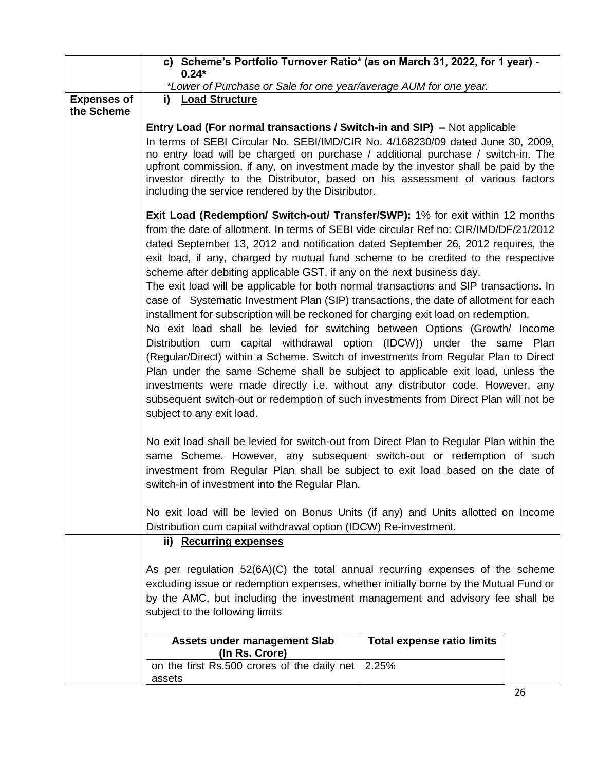c) **Scheme's Portfolio Turnover Ratio* (as on March 31, 2022, for 1 year) - 0.24***

*\*Lower of Purchase or Sale for one year/average AUM for one year.*

**Expenses of the Scheme**

i) **Load Structure**

**Entry Load (For normal transactions / Switch-in and SIP) –** Not applicable

In terms of SEBI Circular No. SEBI/IMD/CIR No. 4/168230/09 dated June 30, 2009, no entry load will be charged on purchase / additional purchase / switch-in. The upfront commission, if any, on investment made by the investor shall be paid by the investor directly to the Distributor, based on his assessment of various factors including the service rendered by the Distributor.

**Exit Load (Redemption/ Switch-out/ Transfer/SWP):** 1% for exit within 12 months from the date of allotment. In terms of SEBI vide circular Ref no: CIR/IMD/DF/21/2012 dated September 13, 2012 and notification dated September 26, 2012 requires, the exit load, if any, charged by mutual fund scheme to be credited to the respective scheme after debiting applicable GST, if any on the next business day.

The exit load will be applicable for both normal transactions and SIP transactions. In case of Systematic Investment Plan (SIP) transactions, the date of allotment for each installment for subscription will be reckoned for charging exit load on redemption.

No exit load shall be levied for switching between Options (Growth/ Income Distribution cum capital withdrawal option (IDCW)) under the same Plan (Regular/Direct) within a Scheme. Switch of investments from Regular Plan to Direct Plan under the same Scheme shall be subject to applicable exit load, unless the investments were made directly i.e. without any distributor code. However, any subsequent switch-out or redemption of such investments from Direct Plan will not be subject to any exit load.

No exit load shall be levied for switch-out from Direct Plan to Regular Plan within the same Scheme. However, any subsequent switch-out or redemption of such investment from Regular Plan shall be subject to exit load based on the date of switch-in of investment into the Regular Plan.

No exit load will be levied on Bonus Units (if any) and Units allotted on Income Distribution cum capital withdrawal option (IDCW) Re-investment.

ii) **Recurring expenses**

As per regulation 52(6A)(C) the total annual recurring expenses of the scheme excluding issue or redemption expenses, whether initially borne by the Mutual Fund or by the AMC, but including the investment management and advisory fee shall be subject to the following limits

| Assets under management Slab (In Rs. Crore) | Total expense ratio limits |
|---|---|
| on the first Rs.500 crores of the daily net assets | 2.25% |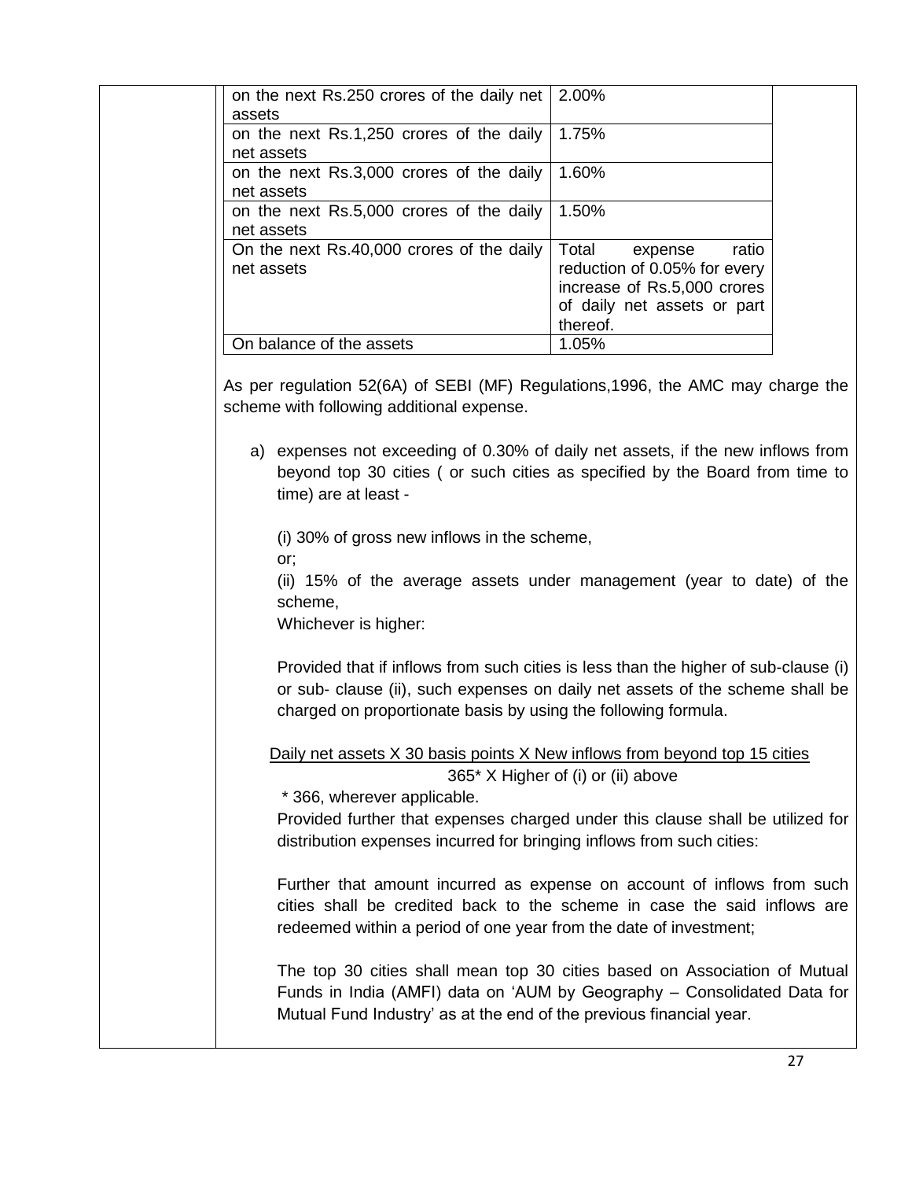| | |
|---|---|
| on the next Rs.250 crores of the daily net assets | 2.00% |
| on the next Rs.1,250 crores of the daily net assets | 1.75% |
| on the next Rs.3,000 crores of the daily net assets | 1.60% |
| on the next Rs.5,000 crores of the daily net assets | 1.50% |
| On the next Rs.40,000 crores of the daily net assets | Total expense ratio reduction of 0.05% for every increase of Rs.5,000 crores of daily net assets or part thereof. |
| On balance of the assets | 1.05% |

As per regulation 52(6A) of SEBI (MF) Regulations,1996, the AMC may charge the scheme with following additional expense.

a) expenses not exceeding of 0.30% of daily net assets, if the new inflows from beyond top 30 cities ( or such cities as specified by the Board from time to time) are at least -

   (i) 30% of gross new inflows in the scheme,

   or;

   (ii) 15% of the average assets under management (year to date) of the scheme,

   Whichever is higher:

   Provided that if inflows from such cities is less than the higher of sub-clause (i) or sub- clause (ii), such expenses on daily net assets of the scheme shall be charged on proportionate basis by using the following formula.

$$\frac{\text{Daily net assets X 30 basis points X New inflows from beyond top 15 cities}}{365^{*} \text{ X Higher of (i) or (ii) above}}$$

   \* 366, wherever applicable.

   Provided further that expenses charged under this clause shall be utilized for distribution expenses incurred for bringing inflows from such cities:

   Further that amount incurred as expense on account of inflows from such cities shall be credited back to the scheme in case the said inflows are redeemed within a period of one year from the date of investment;

   The top 30 cities shall mean top 30 cities based on Association of Mutual Funds in India (AMFI) data on 'AUM by Geography – Consolidated Data for Mutual Fund Industry' as at the end of the previous financial year.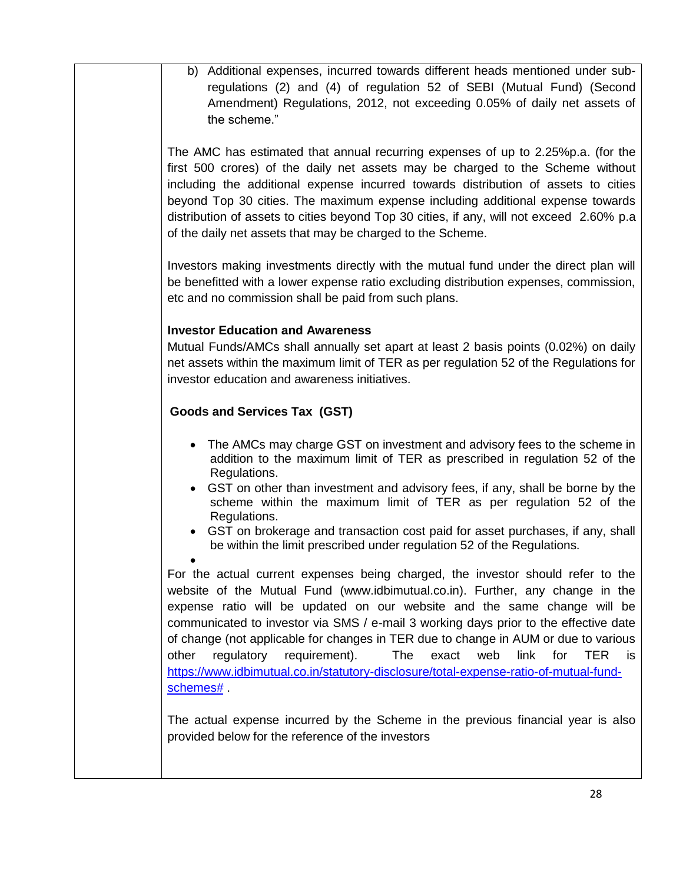b) Additional expenses, incurred towards different heads mentioned under sub-regulations (2) and (4) of regulation 52 of SEBI (Mutual Fund) (Second Amendment) Regulations, 2012, not exceeding 0.05% of daily net assets of the scheme."

The AMC has estimated that annual recurring expenses of up to 2.25%p.a. (for the first 500 crores) of the daily net assets may be charged to the Scheme without including the additional expense incurred towards distribution of assets to cities beyond Top 30 cities. The maximum expense including additional expense towards distribution of assets to cities beyond Top 30 cities, if any, will not exceed 2.60% p.a of the daily net assets that may be charged to the Scheme.

Investors making investments directly with the mutual fund under the direct plan will be benefitted with a lower expense ratio excluding distribution expenses, commission, etc and no commission shall be paid from such plans.

**Investor Education and Awareness**

Mutual Funds/AMCs shall annually set apart at least 2 basis points (0.02%) on daily net assets within the maximum limit of TER as per regulation 52 of the Regulations for investor education and awareness initiatives.

**Goods and Services Tax (GST)**

- The AMCs may charge GST on investment and advisory fees to the scheme in addition to the maximum limit of TER as prescribed in regulation 52 of the Regulations.
- GST on other than investment and advisory fees, if any, shall be borne by the scheme within the maximum limit of TER as per regulation 52 of the Regulations.
- GST on brokerage and transaction cost paid for asset purchases, if any, shall be within the limit prescribed under regulation 52 of the Regulations.

For the actual current expenses being charged, the investor should refer to the website of the Mutual Fund (www.idbimutual.co.in). Further, any change in the expense ratio will be updated on our website and the same change will be communicated to investor via SMS / e-mail 3 working days prior to the effective date of change (not applicable for changes in TER due to change in AUM or due to various other regulatory requirement). The exact web link for TER is https://www.idbimutual.co.in/statutory-disclosure/total-expense-ratio-of-mutual-fund-schemes# .

The actual expense incurred by the Scheme in the previous financial year is also provided below for the reference of the investors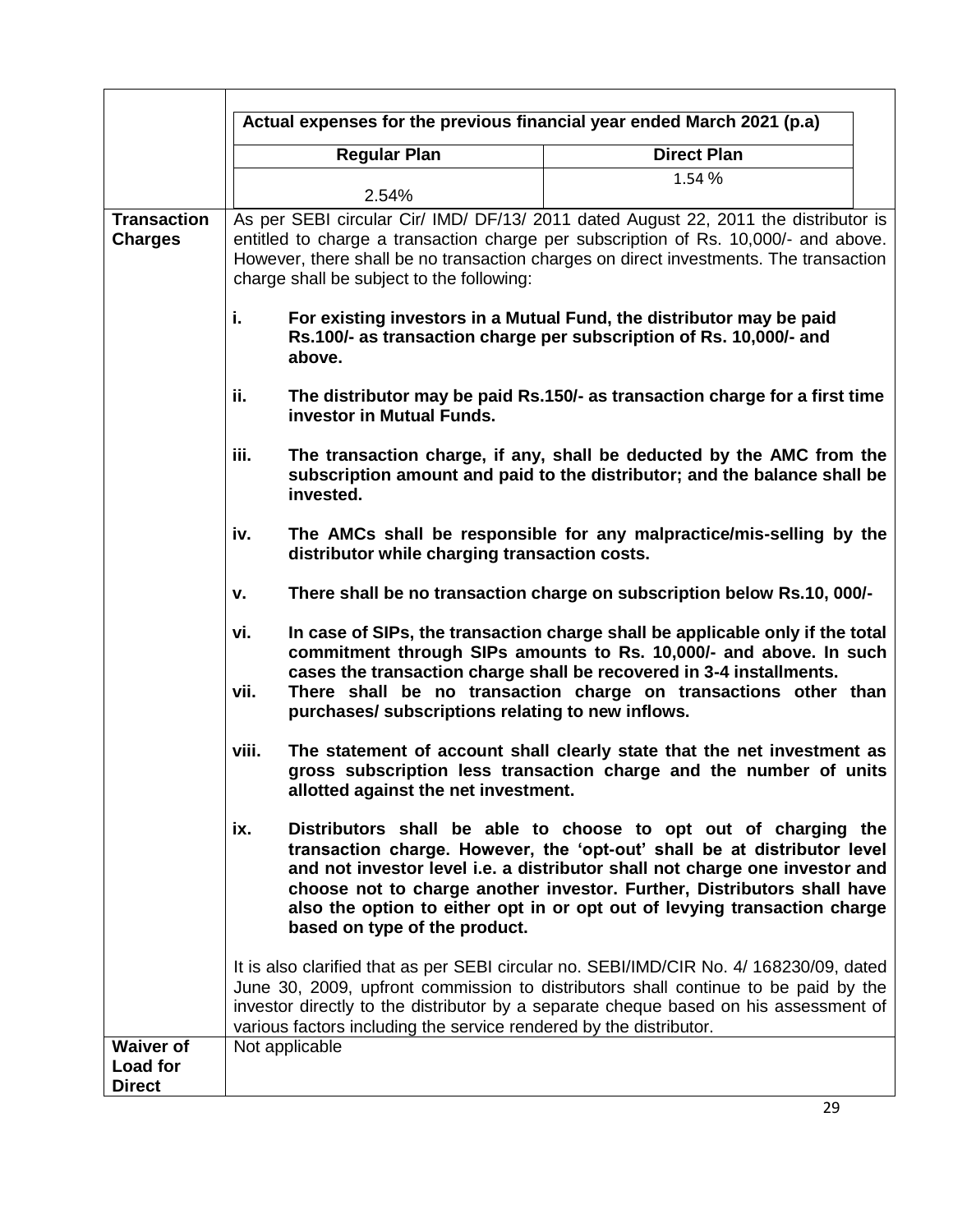| | Actual expenses for the previous financial year ended March 2021 (p.a) | |
|---|---|---|
| | **Regular Plan** | **Direct Plan** |
| | 2.54% | 1.54 % |

**Transaction Charges**

As per SEBI circular Cir/ IMD/ DF/13/ 2011 dated August 22, 2011 the distributor is entitled to charge a transaction charge per subscription of Rs. 10,000/- and above. However, there shall be no transaction charges on direct investments. The transaction charge shall be subject to the following:

i. **For existing investors in a Mutual Fund, the distributor may be paid Rs.100/- as transaction charge per subscription of Rs. 10,000/- and above.**

ii. **The distributor may be paid Rs.150/- as transaction charge for a first time investor in Mutual Funds.**

iii. **The transaction charge, if any, shall be deducted by the AMC from the subscription amount and paid to the distributor; and the balance shall be invested.**

iv. **The AMCs shall be responsible for any malpractice/mis-selling by the distributor while charging transaction costs.**

v. **There shall be no transaction charge on subscription below Rs.10, 000/-**

vi. **In case of SIPs, the transaction charge shall be applicable only if the total commitment through SIPs amounts to Rs. 10,000/- and above. In such cases the transaction charge shall be recovered in 3-4 installments.**

vii. **There shall be no transaction charge on transactions other than purchases/ subscriptions relating to new inflows.**

viii. **The statement of account shall clearly state that the net investment as gross subscription less transaction charge and the number of units allotted against the net investment.**

ix. **Distributors shall be able to choose to opt out of charging the transaction charge. However, the 'opt-out' shall be at distributor level and not investor level i.e. a distributor shall not charge one investor and choose not to charge another investor. Further, Distributors shall have also the option to either opt in or opt out of levying transaction charge based on type of the product.**

It is also clarified that as per SEBI circular no. SEBI/IMD/CIR No. 4/ 168230/09, dated June 30, 2009, upfront commission to distributors shall continue to be paid by the investor directly to the distributor by a separate cheque based on his assessment of various factors including the service rendered by the distributor.

**Waiver of Load for Direct**

Not applicable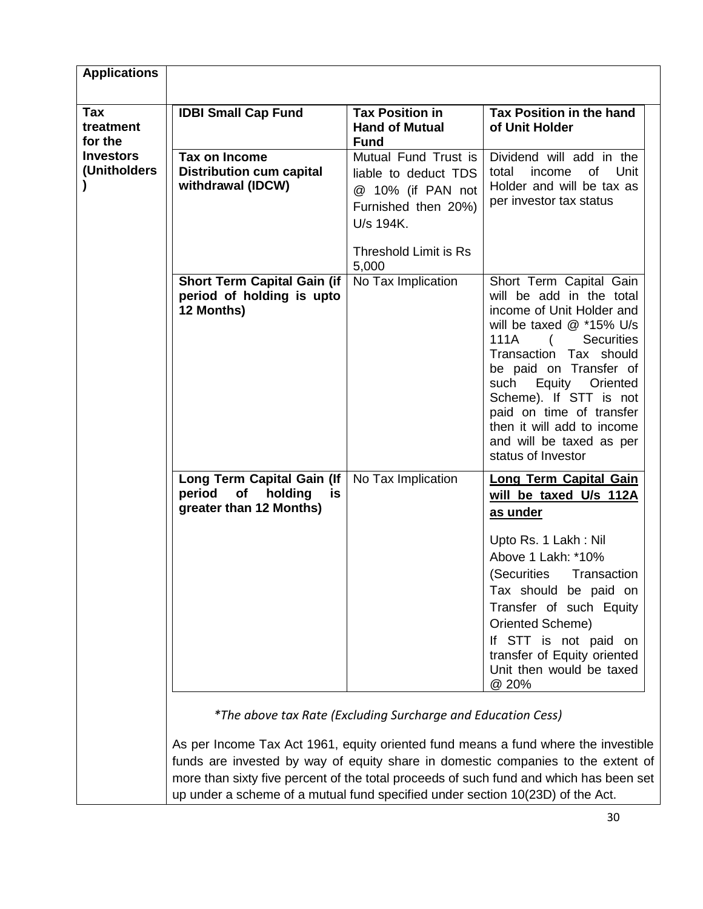| Applications | |
|---|---|
| **Tax treatment for the Investors (Unitholders)** | |

| **IDBI Small Cap Fund** | **Tax Position in Hand of Mutual Fund** | **Tax Position in the hand of Unit Holder** |
|---|---|---|
| **Tax on Income Distribution cum capital withdrawal (IDCW)** | Mutual Fund Trust is liable to deduct TDS @ 10% (if PAN not Furnished then 20%) U/s 194K.<br><br>Threshold Limit is Rs 5,000 | Dividend will add in the total income of Unit Holder and will be tax as per investor tax status |
| **Short Term Capital Gain (if period of holding is upto 12 Months)** | No Tax Implication | Short Term Capital Gain will be add in the total income of Unit Holder and will be taxed @ *15% U/s 111A ( Securities Transaction Tax should be paid on Transfer of such Equity Oriented Scheme). If STT is not paid on time of transfer then it will add to income and will be taxed as per status of Investor |
| **Long Term Capital Gain (If period of holding is greater than 12 Months)** | No Tax Implication | **Long Term Capital Gain will be taxed U/s 112A as under**<br><br>Upto Rs. 1 Lakh : Nil<br>Above 1 Lakh: *10%<br>(Securities Transaction Tax should be paid on Transfer of such Equity Oriented Scheme)<br>If STT is not paid on transfer of Equity oriented Unit then would be taxed @ 20% |

*\*The above tax Rate (Excluding Surcharge and Education Cess)*

As per Income Tax Act 1961, equity oriented fund means a fund where the investible funds are invested by way of equity share in domestic companies to the extent of more than sixty five percent of the total proceeds of such fund and which has been set up under a scheme of a mutual fund specified under section 10(23D) of the Act.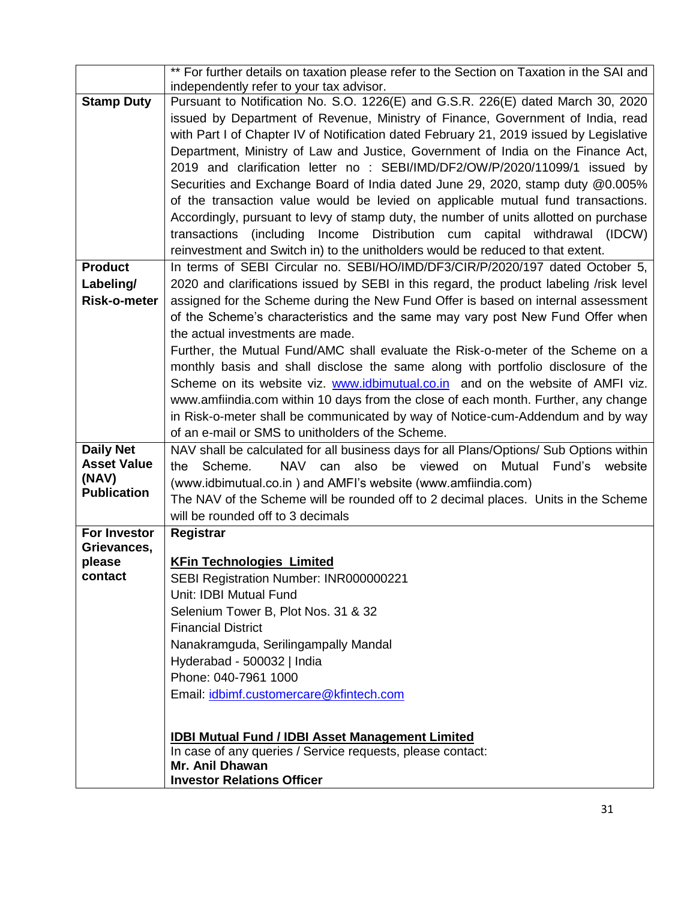| | |
|---|---|
| | ** For further details on taxation please refer to the Section on Taxation in the SAI and independently refer to your tax advisor. |
| **Stamp Duty** | Pursuant to Notification No. S.O. 1226(E) and G.S.R. 226(E) dated March 30, 2020 issued by Department of Revenue, Ministry of Finance, Government of India, read with Part I of Chapter IV of Notification dated February 21, 2019 issued by Legislative Department, Ministry of Law and Justice, Government of India on the Finance Act, 2019 and clarification letter no : SEBI/IMD/DF2/OW/P/2020/11099/1 issued by Securities and Exchange Board of India dated June 29, 2020, stamp duty @0.005% of the transaction value would be levied on applicable mutual fund transactions. Accordingly, pursuant to levy of stamp duty, the number of units allotted on purchase transactions (including Income Distribution cum capital withdrawal (IDCW) reinvestment and Switch in) to the unitholders would be reduced to that extent. |
| **Product Labeling/ Risk-o-meter** | In terms of SEBI Circular no. SEBI/HO/IMD/DF3/CIR/P/2020/197 dated October 5, 2020 and clarifications issued by SEBI in this regard, the product labeling /risk level assigned for the Scheme during the New Fund Offer is based on internal assessment of the Scheme's characteristics and the same may vary post New Fund Offer when the actual investments are made.<br>Further, the Mutual Fund/AMC shall evaluate the Risk-o-meter of the Scheme on a monthly basis and shall disclose the same along with portfolio disclosure of the Scheme on its website viz. www.idbimutual.co.in and on the website of AMFI viz. www.amfiindia.com within 10 days from the close of each month. Further, any change in Risk-o-meter shall be communicated by way of Notice-cum-Addendum and by way of an e-mail or SMS to unitholders of the Scheme. |
| **Daily Net Asset Value (NAV) Publication** | NAV shall be calculated for all business days for all Plans/Options/ Sub Options within the Scheme. NAV can also be viewed on Mutual Fund's website (www.idbimutual.co.in ) and AMFI's website (www.amfiindia.com)<br>The NAV of the Scheme will be rounded off to 2 decimal places. Units in the Scheme will be rounded off to 3 decimals |
| **For Investor Grievances, please contact** | **Registrar**<br><br>**KFin Technologies Limited**<br>SEBI Registration Number: INR000000221<br>Unit: IDBI Mutual Fund<br>Selenium Tower B, Plot Nos. 31 & 32<br>Financial District<br>Nanakramguda, Serilingampally Mandal<br>Hyderabad - 500032 \| India<br>Phone: 040-7961 1000<br>Email: idbimf.customercare@kfintech.com<br><br>**IDBI Mutual Fund / IDBI Asset Management Limited**<br>In case of any queries / Service requests, please contact:<br>**Mr. Anil Dhawan**<br>**Investor Relations Officer** |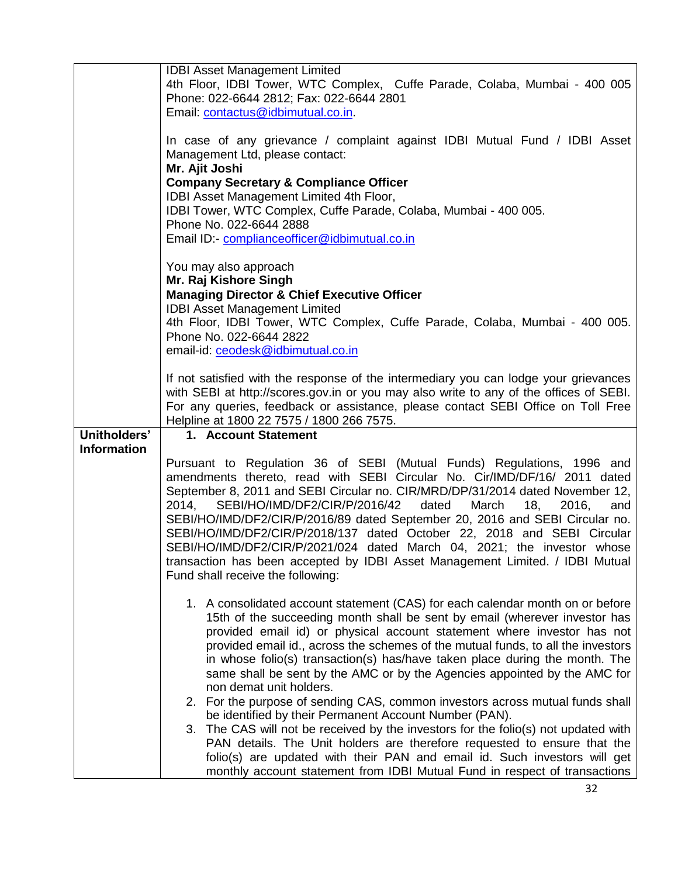| | |
|---|---|
| | IDBI Asset Management Limited<br>4th Floor, IDBI Tower, WTC Complex, Cuffe Parade, Colaba, Mumbai - 400 005<br>Phone: 022-6644 2812; Fax: 022-6644 2801<br>Email: contactus@idbimutual.co.in.<br><br>In case of any grievance / complaint against IDBI Mutual Fund / IDBI Asset Management Ltd, please contact:<br>**Mr. Ajit Joshi**<br>**Company Secretary & Compliance Officer**<br>IDBI Asset Management Limited 4th Floor,<br>IDBI Tower, WTC Complex, Cuffe Parade, Colaba, Mumbai - 400 005.<br>Phone No. 022-6644 2888<br>Email ID:- complianceofficer@idbimutual.co.in<br><br>You may also approach<br>**Mr. Raj Kishore Singh**<br>**Managing Director & Chief Executive Officer**<br>IDBI Asset Management Limited<br>4th Floor, IDBI Tower, WTC Complex, Cuffe Parade, Colaba, Mumbai - 400 005.<br>Phone No. 022-6644 2822<br>email-id: ceodesk@idbimutual.co.in<br><br>If not satisfied with the response of the intermediary you can lodge your grievances with SEBI at http://scores.gov.in or you may also write to any of the offices of SEBI. For any queries, feedback or assistance, please contact SEBI Office on Toll Free Helpline at 1800 22 7575 / 1800 266 7575. |
| **Unitholders' Information** | **1. Account Statement**<br><br>Pursuant to Regulation 36 of SEBI (Mutual Funds) Regulations, 1996 and amendments thereto, read with SEBI Circular No. Cir/IMD/DF/16/ 2011 dated September 8, 2011 and SEBI Circular no. CIR/MRD/DP/31/2014 dated November 12, 2014, SEBI/HO/IMD/DF2/CIR/P/2016/42 dated March 18, 2016, and SEBI/HO/IMD/DF2/CIR/P/2016/89 dated September 20, 2016 and SEBI Circular no. SEBI/HO/IMD/DF2/CIR/P/2018/137 dated October 22, 2018 and SEBI Circular SEBI/HO/IMD/DF2/CIR/P/2021/024 dated March 04, 2021; the investor whose transaction has been accepted by IDBI Asset Management Limited. / IDBI Mutual Fund shall receive the following:<br><br>1. A consolidated account statement (CAS) for each calendar month on or before 15th of the succeeding month shall be sent by email (wherever investor has provided email id) or physical account statement where investor has not provided email id., across the schemes of the mutual funds, to all the investors in whose folio(s) transaction(s) has/have taken place during the month. The same shall be sent by the AMC or by the Agencies appointed by the AMC for non demat unit holders.<br>2. For the purpose of sending CAS, common investors across mutual funds shall be identified by their Permanent Account Number (PAN).<br>3. The CAS will not be received by the investors for the folio(s) not updated with PAN details. The Unit holders are therefore requested to ensure that the folio(s) are updated with their PAN and email id. Such investors will get monthly account statement from IDBI Mutual Fund in respect of transactions |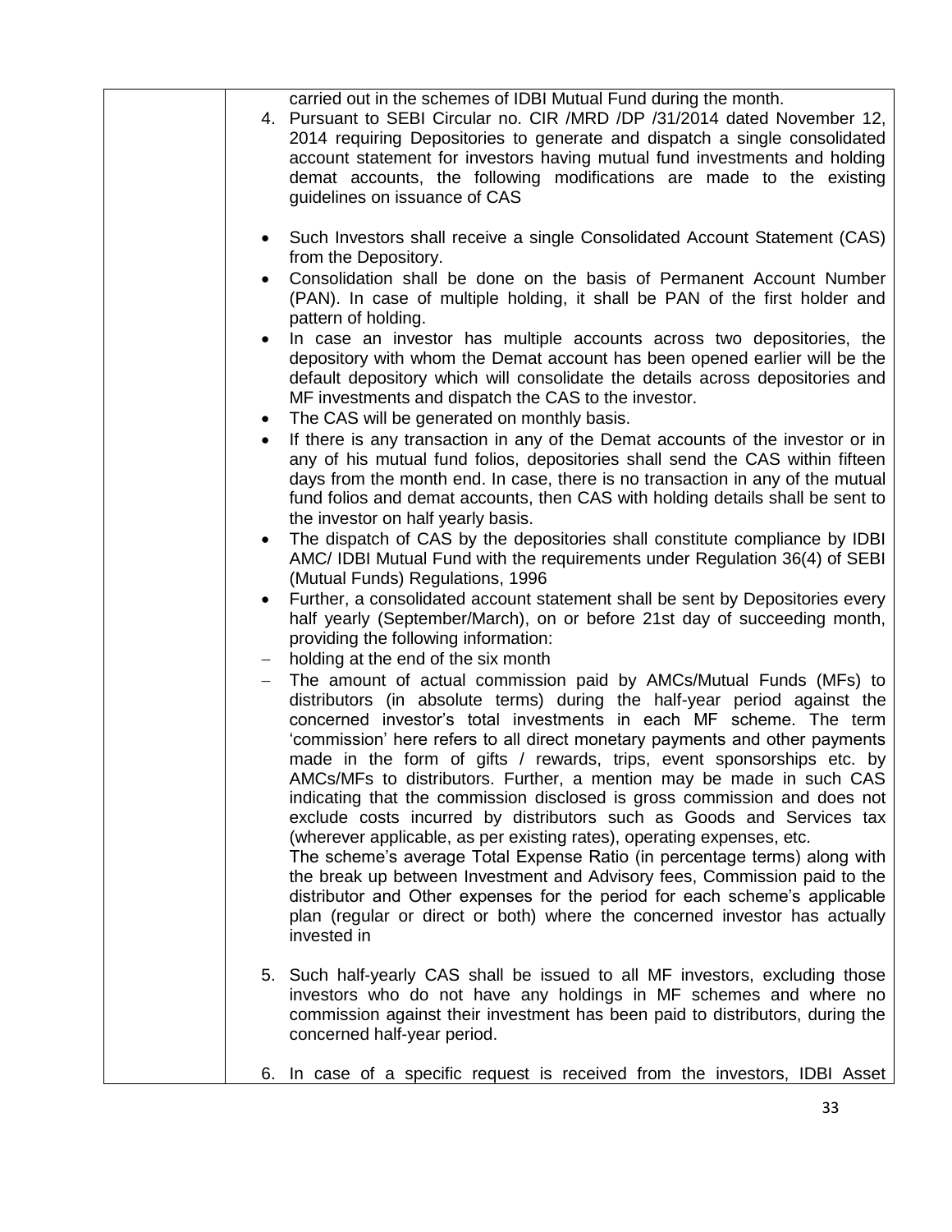| | carried out in the schemes of IDBI Mutual Fund during the month.<br>4. Pursuant to SEBI Circular no. CIR /MRD /DP /31/2014 dated November 12, 2014 requiring Depositories to generate and dispatch a single consolidated account statement for investors having mutual fund investments and holding demat accounts, the following modifications are made to the existing guidelines on issuance of CAS<br><br>• Such Investors shall receive a single Consolidated Account Statement (CAS) from the Depository.<br>• Consolidation shall be done on the basis of Permanent Account Number (PAN). In case of multiple holding, it shall be PAN of the first holder and pattern of holding.<br>• In case an investor has multiple accounts across two depositories, the depository with whom the Demat account has been opened earlier will be the default depository which will consolidate the details across depositories and MF investments and dispatch the CAS to the investor.<br>• The CAS will be generated on monthly basis.<br>• If there is any transaction in any of the Demat accounts of the investor or in any of his mutual fund folios, depositories shall send the CAS within fifteen days from the month end. In case, there is no transaction in any of the mutual fund folios and demat accounts, then CAS with holding details shall be sent to the investor on half yearly basis.<br>• The dispatch of CAS by the depositories shall constitute compliance by IDBI AMC/ IDBI Mutual Fund with the requirements under Regulation 36(4) of SEBI (Mutual Funds) Regulations, 1996<br>• Further, a consolidated account statement shall be sent by Depositories every half yearly (September/March), on or before 21st day of succeeding month, providing the following information:<br>– holding at the end of the six month<br>– The amount of actual commission paid by AMCs/Mutual Funds (MFs) to distributors (in absolute terms) during the half-year period against the concerned investor's total investments in each MF scheme. The term 'commission' here refers to all direct monetary payments and other payments made in the form of gifts / rewards, trips, event sponsorships etc. by AMCs/MFs to distributors. Further, a mention may be made in such CAS indicating that the commission disclosed is gross commission and does not exclude costs incurred by distributors such as Goods and Services tax (wherever applicable, as per existing rates), operating expenses, etc.<br>The scheme's average Total Expense Ratio (in percentage terms) along with the break up between Investment and Advisory fees, Commission paid to the distributor and Other expenses for the period for each scheme's applicable plan (regular or direct or both) where the concerned investor has actually invested in<br><br>5. Such half-yearly CAS shall be issued to all MF investors, excluding those investors who do not have any holdings in MF schemes and where no commission against their investment has been paid to distributors, during the concerned half-year period.<br><br>6. In case of a specific request is received from the investors, IDBI Asset |
|---|---|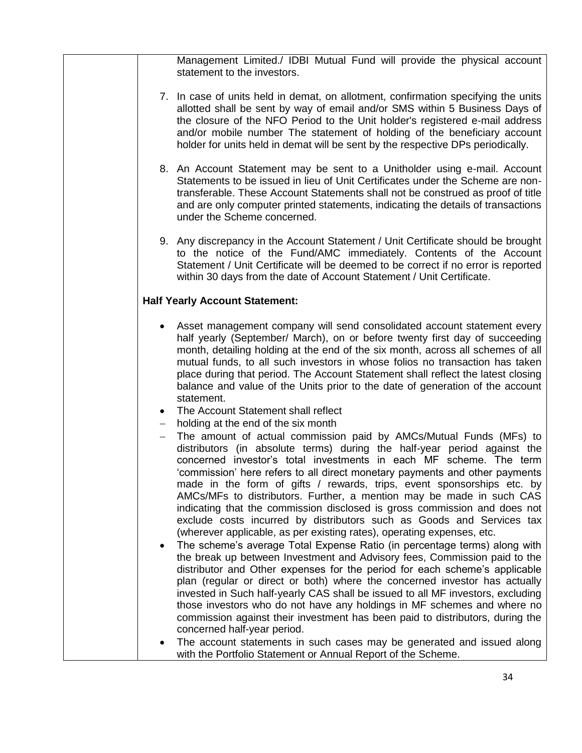| | Management Limited./ IDBI Mutual Fund will provide the physical account statement to the investors. |
|---|---|

7. In case of units held in demat, on allotment, confirmation specifying the units allotted shall be sent by way of email and/or SMS within 5 Business Days of the closure of the NFO Period to the Unit holder's registered e-mail address and/or mobile number The statement of holding of the beneficiary account holder for units held in demat will be sent by the respective DPs periodically.

8. An Account Statement may be sent to a Unitholder using e-mail. Account Statements to be issued in lieu of Unit Certificates under the Scheme are non-transferable. These Account Statements shall not be construed as proof of title and are only computer printed statements, indicating the details of transactions under the Scheme concerned.

9. Any discrepancy in the Account Statement / Unit Certificate should be brought to the notice of the Fund/AMC immediately. Contents of the Account Statement / Unit Certificate will be deemed to be correct if no error is reported within 30 days from the date of Account Statement / Unit Certificate.

**Half Yearly Account Statement:**

- Asset management company will send consolidated account statement every half yearly (September/ March), on or before twenty first day of succeeding month, detailing holding at the end of the six month, across all schemes of all mutual funds, to all such investors in whose folios no transaction has taken place during that period. The Account Statement shall reflect the latest closing balance and value of the Units prior to the date of generation of the account statement.
- The Account Statement shall reflect
  - holding at the end of the six month
  - The amount of actual commission paid by AMCs/Mutual Funds (MFs) to distributors (in absolute terms) during the half-year period against the concerned investor's total investments in each MF scheme. The term 'commission' here refers to all direct monetary payments and other payments made in the form of gifts / rewards, trips, event sponsorships etc. by AMCs/MFs to distributors. Further, a mention may be made in such CAS indicating that the commission disclosed is gross commission and does not exclude costs incurred by distributors such as Goods and Services tax (wherever applicable, as per existing rates), operating expenses, etc.
- The scheme's average Total Expense Ratio (in percentage terms) along with the break up between Investment and Advisory fees, Commission paid to the distributor and Other expenses for the period for each scheme's applicable plan (regular or direct or both) where the concerned investor has actually invested in Such half-yearly CAS shall be issued to all MF investors, excluding those investors who do not have any holdings in MF schemes and where no commission against their investment has been paid to distributors, during the concerned half-year period.
- The account statements in such cases may be generated and issued along with the Portfolio Statement or Annual Report of the Scheme.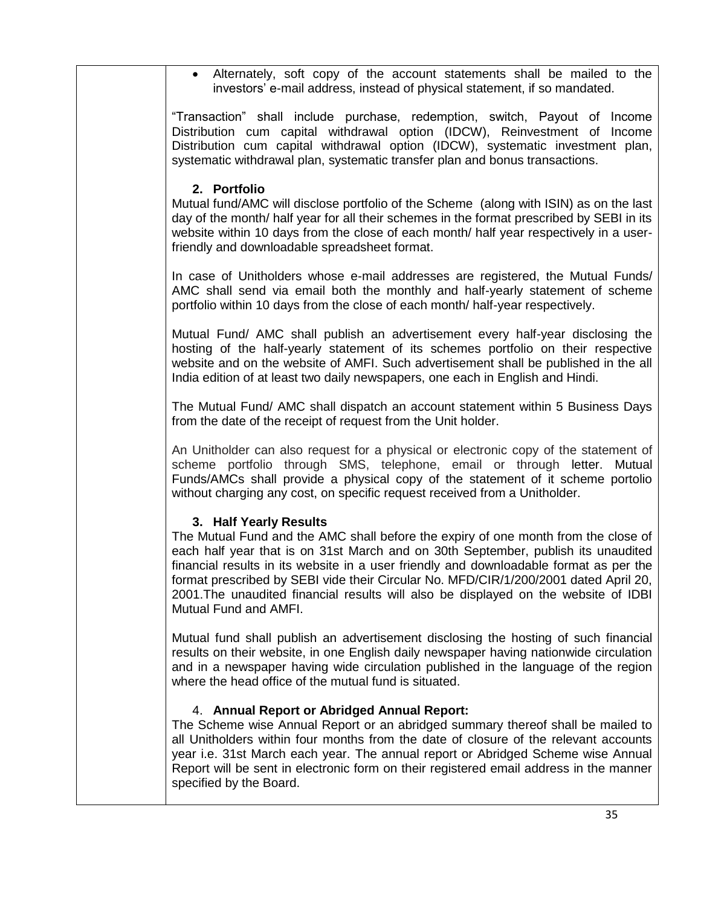- Alternately, soft copy of the account statements shall be mailed to the investors' e-mail address, instead of physical statement, if so mandated.

"Transaction" shall include purchase, redemption, switch, Payout of Income Distribution cum capital withdrawal option (IDCW), Reinvestment of Income Distribution cum capital withdrawal option (IDCW), systematic investment plan, systematic withdrawal plan, systematic transfer plan and bonus transactions.

**2. Portfolio**

Mutual fund/AMC will disclose portfolio of the Scheme (along with ISIN) as on the last day of the month/ half year for all their schemes in the format prescribed by SEBI in its website within 10 days from the close of each month/ half year respectively in a user-friendly and downloadable spreadsheet format.

In case of Unitholders whose e-mail addresses are registered, the Mutual Funds/ AMC shall send via email both the monthly and half-yearly statement of scheme portfolio within 10 days from the close of each month/ half-year respectively.

Mutual Fund/ AMC shall publish an advertisement every half-year disclosing the hosting of the half-yearly statement of its schemes portfolio on their respective website and on the website of AMFI. Such advertisement shall be published in the all India edition of at least two daily newspapers, one each in English and Hindi.

The Mutual Fund/ AMC shall dispatch an account statement within 5 Business Days from the date of the receipt of request from the Unit holder.

An Unitholder can also request for a physical or electronic copy of the statement of scheme portfolio through SMS, telephone, email or through letter. Mutual Funds/AMCs shall provide a physical copy of the statement of it scheme portolio without charging any cost, on specific request received from a Unitholder.

**3. Half Yearly Results**

The Mutual Fund and the AMC shall before the expiry of one month from the close of each half year that is on 31st March and on 30th September, publish its unaudited financial results in its website in a user friendly and downloadable format as per the format prescribed by SEBI vide their Circular No. MFD/CIR/1/200/2001 dated April 20, 2001.The unaudited financial results will also be displayed on the website of IDBI Mutual Fund and AMFI.

Mutual fund shall publish an advertisement disclosing the hosting of such financial results on their website, in one English daily newspaper having nationwide circulation and in a newspaper having wide circulation published in the language of the region where the head office of the mutual fund is situated.

4. **Annual Report or Abridged Annual Report:**

The Scheme wise Annual Report or an abridged summary thereof shall be mailed to all Unitholders within four months from the date of closure of the relevant accounts year i.e. 31st March each year. The annual report or Abridged Scheme wise Annual Report will be sent in electronic form on their registered email address in the manner specified by the Board.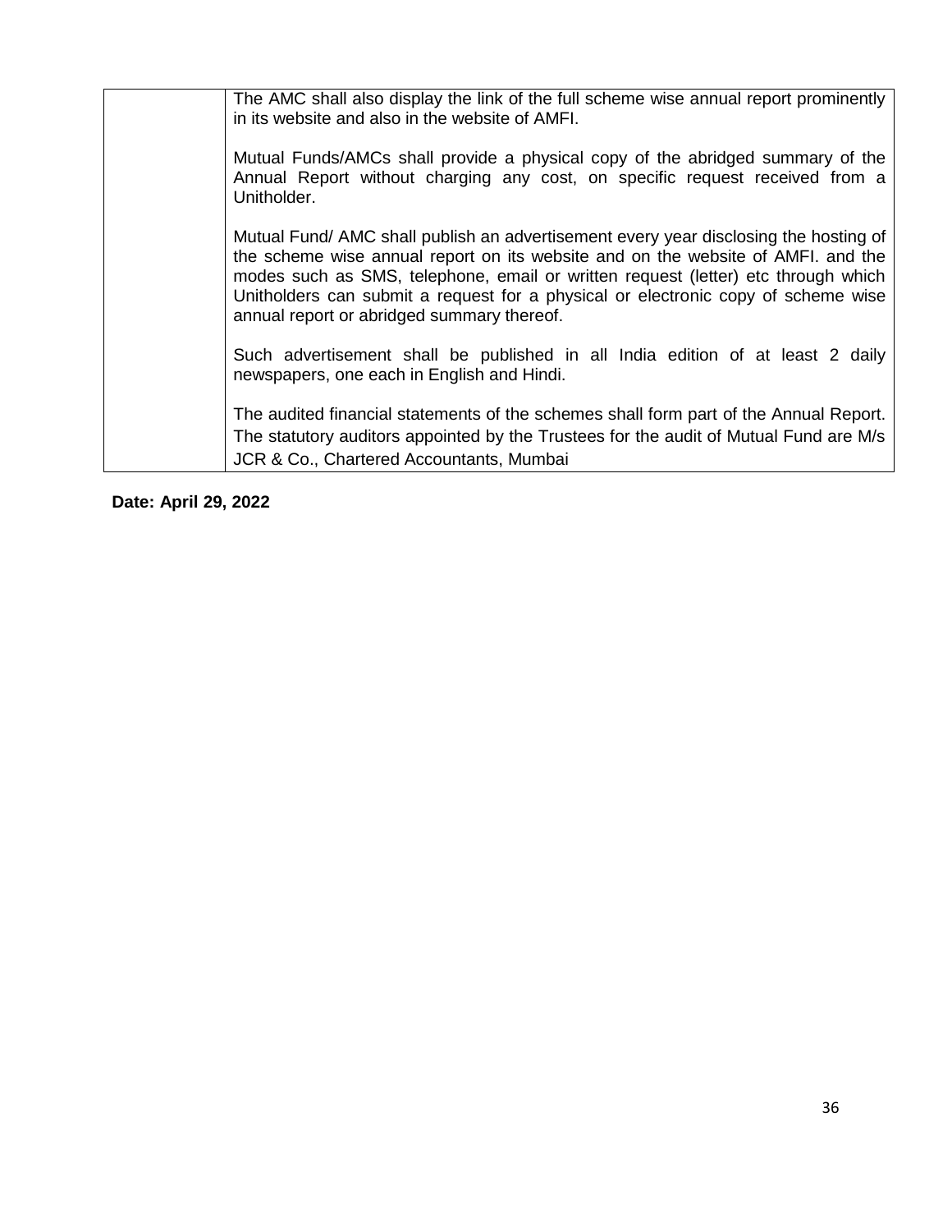| | |
|---|---|
| | The AMC shall also display the link of the full scheme wise annual report prominently in its website and also in the website of AMFI.<br><br>Mutual Funds/AMCs shall provide a physical copy of the abridged summary of the Annual Report without charging any cost, on specific request received from a Unitholder.<br><br>Mutual Fund/ AMC shall publish an advertisement every year disclosing the hosting of the scheme wise annual report on its website and on the website of AMFI. and the modes such as SMS, telephone, email or written request (letter) etc through which Unitholders can submit a request for a physical or electronic copy of scheme wise annual report or abridged summary thereof.<br><br>Such advertisement shall be published in all India edition of at least 2 daily newspapers, one each in English and Hindi.<br><br>The audited financial statements of the schemes shall form part of the Annual Report. The statutory auditors appointed by the Trustees for the audit of Mutual Fund are M/s JCR & Co., Chartered Accountants, Mumbai |

**Date: April 29, 2022**